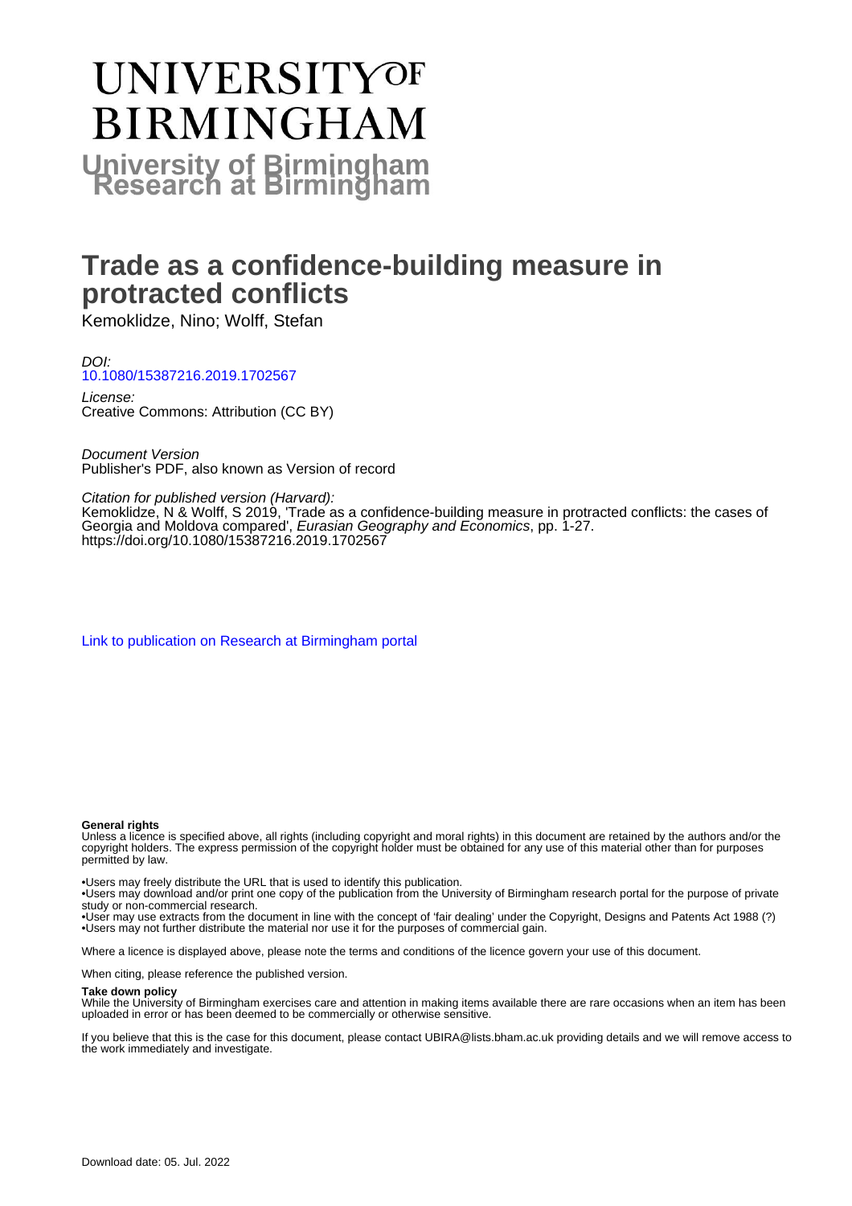# UNIVERSITY OF BIRMINGHAM

## University of Birmingham Research at Birmingham

# Trade as a confidence-building measure in protracted conflicts

Kemoklidze, Nino; Wolff, Stefan

*DOI:*
10.1080/15387216.2019.1702567

*License:*
Creative Commons: Attribution (CC BY)

*Document Version*
Publisher's PDF, also known as Version of record

*Citation for published version (Harvard):*
Kemoklidze, N & Wolff, S 2019, 'Trade as a confidence-building measure in protracted conflicts: the cases of Georgia and Moldova compared', *Eurasian Geography and Economics*, pp. 1-27.
https://doi.org/10.1080/15387216.2019.1702567

Link to publication on Research at Birmingham portal

**General rights**
Unless a licence is specified above, all rights (including copyright and moral rights) in this document are retained by the authors and/or the copyright holders. The express permission of the copyright holder must be obtained for any use of this material other than for purposes permitted by law.

- •Users may freely distribute the URL that is used to identify this publication.
- •Users may download and/or print one copy of the publication from the University of Birmingham research portal for the purpose of private study or non-commercial research.
- •User may use extracts from the document in line with the concept of 'fair dealing' under the Copyright, Designs and Patents Act 1988 (?)
- •Users may not further distribute the material nor use it for the purposes of commercial gain.

Where a licence is displayed above, please note the terms and conditions of the licence govern your use of this document.

When citing, please reference the published version.

**Take down policy**
While the University of Birmingham exercises care and attention in making items available there are rare occasions when an item has been uploaded in error or has been deemed to be commercially or otherwise sensitive.

If you believe that this is the case for this document, please contact UBIRA@lists.bham.ac.uk providing details and we will remove access to the work immediately and investigate.

Download date: 05. Jul. 2022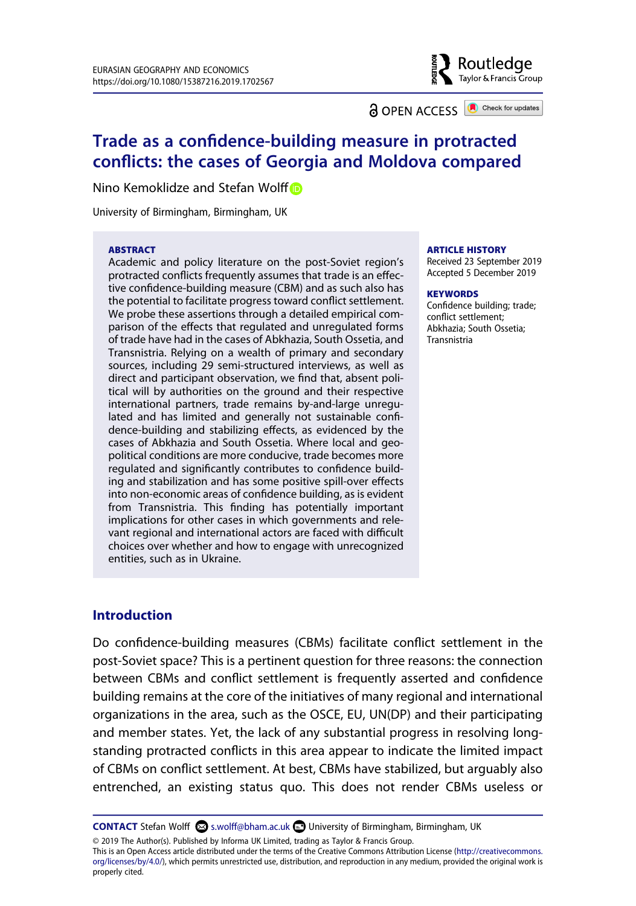# Trade as a confidence-building measure in protracted conflicts: the cases of Georgia and Moldova compared

Nino Kemoklidze and Stefan Wolff

University of Birmingham, Birmingham, UK

**ABSTRACT**

Academic and policy literature on the post-Soviet region's protracted conflicts frequently assumes that trade is an effective confidence-building measure (CBM) and as such also has the potential to facilitate progress toward conflict settlement. We probe these assertions through a detailed empirical comparison of the effects that regulated and unregulated forms of trade have had in the cases of Abkhazia, South Ossetia, and Transnistria. Relying on a wealth of primary and secondary sources, including 29 semi-structured interviews, as well as direct and participant observation, we find that, absent political will by authorities on the ground and their respective international partners, trade remains by-and-large unregulated and has limited and generally not sustainable confidence-building and stabilizing effects, as evidenced by the cases of Abkhazia and South Ossetia. Where local and geopolitical conditions are more conducive, trade becomes more regulated and significantly contributes to confidence building and stabilization and has some positive spill-over effects into non-economic areas of confidence building, as is evident from Transnistria. This finding has potentially important implications for other cases in which governments and relevant regional and international actors are faced with difficult choices over whether and how to engage with unrecognized entities, such as in Ukraine.

**ARTICLE HISTORY**

Received 23 September 2019
Accepted 5 December 2019

**KEYWORDS**

Confidence building; trade; conflict settlement; Abkhazia; South Ossetia; Transnistria

## Introduction

Do confidence-building measures (CBMs) facilitate conflict settlement in the post-Soviet space? This is a pertinent question for three reasons: the connection between CBMs and conflict settlement is frequently asserted and confidence building remains at the core of the initiatives of many regional and international organizations in the area, such as the OSCE, EU, UN(DP) and their participating and member states. Yet, the lack of any substantial progress in resolving long-standing protracted conflicts in this area appear to indicate the limited impact of CBMs on conflict settlement. At best, CBMs have stabilized, but arguably also entrenched, an existing status quo. This does not render CBMs useless or

**CONTACT** Stefan Wolff s.wolff@bham.ac.uk University of Birmingham, Birmingham, UK

© 2019 The Author(s). Published by Informa UK Limited, trading as Taylor & Francis Group.
This is an Open Access article distributed under the terms of the Creative Commons Attribution License (http://creativecommons.org/licenses/by/4.0/), which permits unrestricted use, distribution, and reproduction in any medium, provided the original work is properly cited.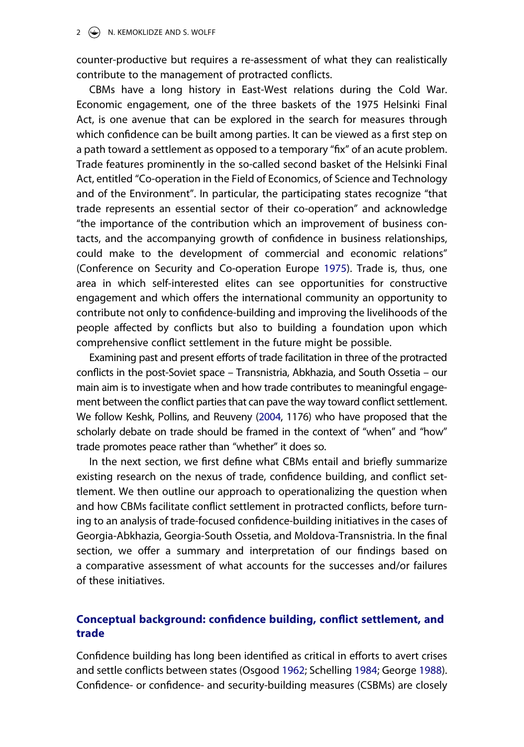counter-productive but requires a re-assessment of what they can realistically contribute to the management of protracted conflicts.

CBMs have a long history in East-West relations during the Cold War. Economic engagement, one of the three baskets of the 1975 Helsinki Final Act, is one avenue that can be explored in the search for measures through which confidence can be built among parties. It can be viewed as a first step on a path toward a settlement as opposed to a temporary "fix" of an acute problem. Trade features prominently in the so-called second basket of the Helsinki Final Act, entitled "Co-operation in the Field of Economics, of Science and Technology and of the Environment". In particular, the participating states recognize "that trade represents an essential sector of their co-operation" and acknowledge "the importance of the contribution which an improvement of business contacts, and the accompanying growth of confidence in business relationships, could make to the development of commercial and economic relations" (Conference on Security and Co-operation Europe 1975). Trade is, thus, one area in which self-interested elites can see opportunities for constructive engagement and which offers the international community an opportunity to contribute not only to confidence-building and improving the livelihoods of the people affected by conflicts but also to building a foundation upon which comprehensive conflict settlement in the future might be possible.

Examining past and present efforts of trade facilitation in three of the protracted conflicts in the post-Soviet space – Transnistria, Abkhazia, and South Ossetia – our main aim is to investigate when and how trade contributes to meaningful engagement between the conflict parties that can pave the way toward conflict settlement. We follow Keshk, Pollins, and Reuveny (2004, 1176) who have proposed that the scholarly debate on trade should be framed in the context of "when" and "how" trade promotes peace rather than "whether" it does so.

In the next section, we first define what CBMs entail and briefly summarize existing research on the nexus of trade, confidence building, and conflict settlement. We then outline our approach to operationalizing the question when and how CBMs facilitate conflict settlement in protracted conflicts, before turning to an analysis of trade-focused confidence-building initiatives in the cases of Georgia-Abkhazia, Georgia-South Ossetia, and Moldova-Transnistria. In the final section, we offer a summary and interpretation of our findings based on a comparative assessment of what accounts for the successes and/or failures of these initiatives.

## Conceptual background: confidence building, conflict settlement, and trade

Confidence building has long been identified as critical in efforts to avert crises and settle conflicts between states (Osgood 1962; Schelling 1984; George 1988). Confidence- or confidence- and security-building measures (CSBMs) are closely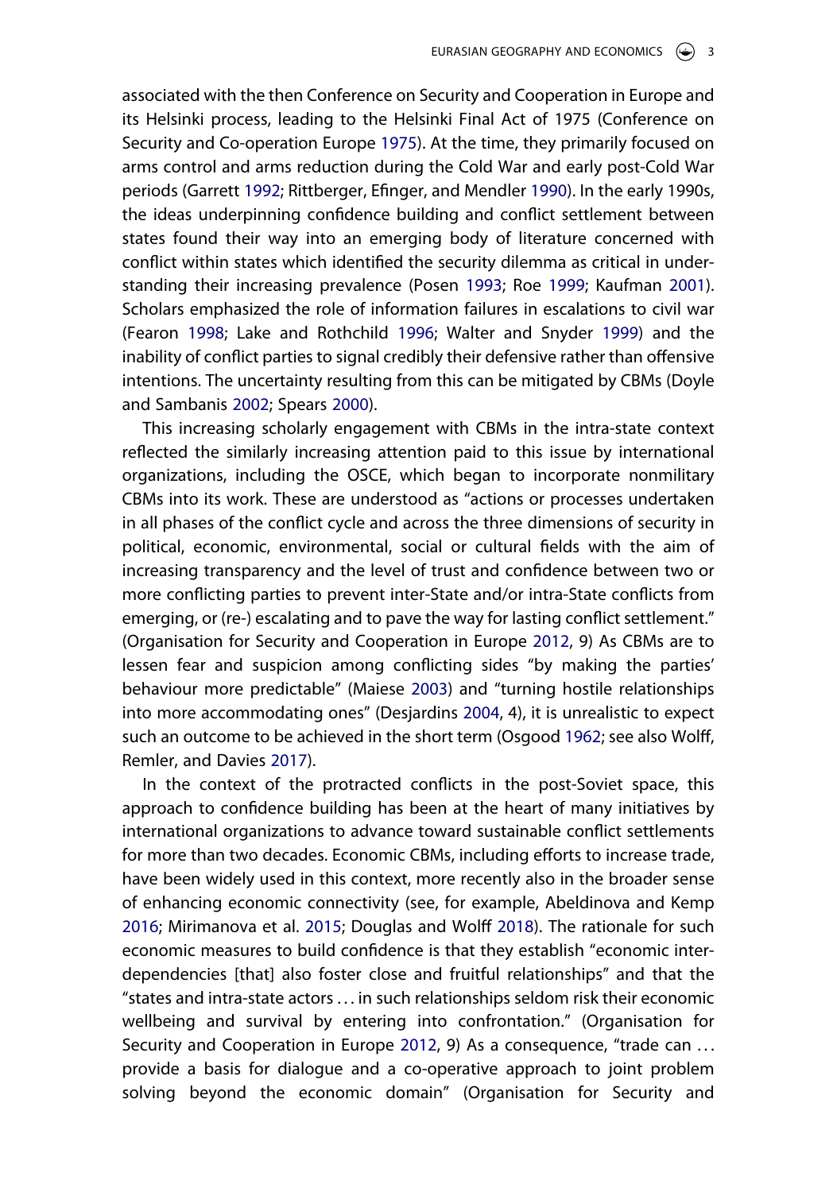associated with the then Conference on Security and Cooperation in Europe and its Helsinki process, leading to the Helsinki Final Act of 1975 (Conference on Security and Co-operation Europe 1975). At the time, they primarily focused on arms control and arms reduction during the Cold War and early post-Cold War periods (Garrett 1992; Rittberger, Efinger, and Mendler 1990). In the early 1990s, the ideas underpinning confidence building and conflict settlement between states found their way into an emerging body of literature concerned with conflict within states which identified the security dilemma as critical in understanding their increasing prevalence (Posen 1993; Roe 1999; Kaufman 2001). Scholars emphasized the role of information failures in escalations to civil war (Fearon 1998; Lake and Rothchild 1996; Walter and Snyder 1999) and the inability of conflict parties to signal credibly their defensive rather than offensive intentions. The uncertainty resulting from this can be mitigated by CBMs (Doyle and Sambanis 2002; Spears 2000).

This increasing scholarly engagement with CBMs in the intra-state context reflected the similarly increasing attention paid to this issue by international organizations, including the OSCE, which began to incorporate nonmilitary CBMs into its work. These are understood as "actions or processes undertaken in all phases of the conflict cycle and across the three dimensions of security in political, economic, environmental, social or cultural fields with the aim of increasing transparency and the level of trust and confidence between two or more conflicting parties to prevent inter-State and/or intra-State conflicts from emerging, or (re-) escalating and to pave the way for lasting conflict settlement." (Organisation for Security and Cooperation in Europe 2012, 9) As CBMs are to lessen fear and suspicion among conflicting sides "by making the parties' behaviour more predictable" (Maiese 2003) and "turning hostile relationships into more accommodating ones" (Desjardins 2004, 4), it is unrealistic to expect such an outcome to be achieved in the short term (Osgood 1962; see also Wolff, Remler, and Davies 2017).

In the context of the protracted conflicts in the post-Soviet space, this approach to confidence building has been at the heart of many initiatives by international organizations to advance toward sustainable conflict settlements for more than two decades. Economic CBMs, including efforts to increase trade, have been widely used in this context, more recently also in the broader sense of enhancing economic connectivity (see, for example, Abeldinova and Kemp 2016; Mirimanova et al. 2015; Douglas and Wolff 2018). The rationale for such economic measures to build confidence is that they establish "economic interdependencies [that] also foster close and fruitful relationships" and that the "states and intra-state actors … in such relationships seldom risk their economic wellbeing and survival by entering into confrontation." (Organisation for Security and Cooperation in Europe 2012, 9) As a consequence, "trade can … provide a basis for dialogue and a co-operative approach to joint problem solving beyond the economic domain" (Organisation for Security and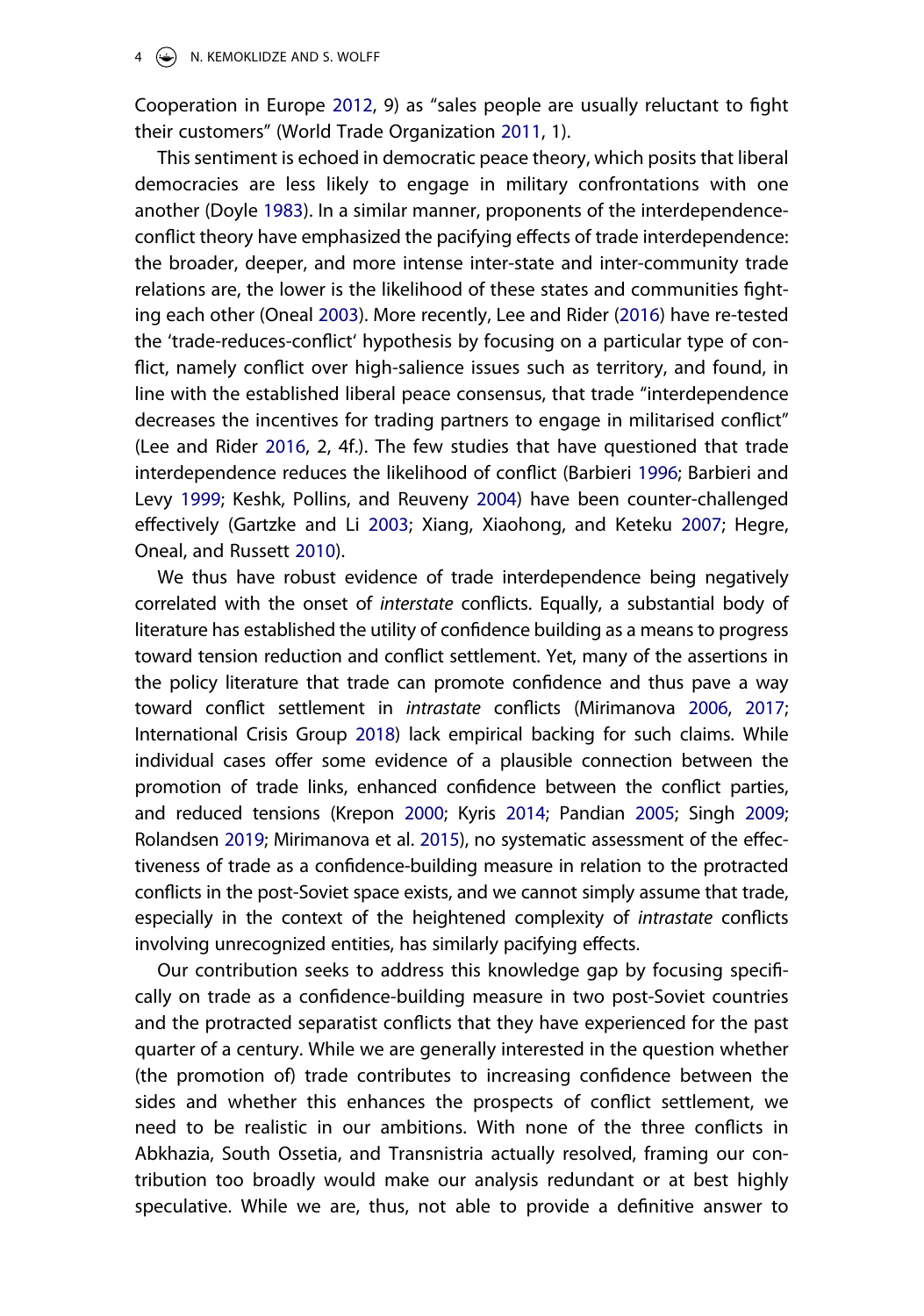Cooperation in Europe 2012, 9) as "sales people are usually reluctant to fight their customers" (World Trade Organization 2011, 1).

This sentiment is echoed in democratic peace theory, which posits that liberal democracies are less likely to engage in military confrontations with one another (Doyle 1983). In a similar manner, proponents of the interdependence-conflict theory have emphasized the pacifying effects of trade interdependence: the broader, deeper, and more intense inter-state and inter-community trade relations are, the lower is the likelihood of these states and communities fighting each other (Oneal 2003). More recently, Lee and Rider (2016) have re-tested the 'trade-reduces-conflict' hypothesis by focusing on a particular type of conflict, namely conflict over high-salience issues such as territory, and found, in line with the established liberal peace consensus, that trade "interdependence decreases the incentives for trading partners to engage in militarised conflict" (Lee and Rider 2016, 2, 4f.). The few studies that have questioned that trade interdependence reduces the likelihood of conflict (Barbieri 1996; Barbieri and Levy 1999; Keshk, Pollins, and Reuveny 2004) have been counter-challenged effectively (Gartzke and Li 2003; Xiang, Xiaohong, and Keteku 2007; Hegre, Oneal, and Russett 2010).

We thus have robust evidence of trade interdependence being negatively correlated with the onset of *interstate* conflicts. Equally, a substantial body of literature has established the utility of confidence building as a means to progress toward tension reduction and conflict settlement. Yet, many of the assertions in the policy literature that trade can promote confidence and thus pave a way toward conflict settlement in *intrastate* conflicts (Mirimanova 2006, 2017; International Crisis Group 2018) lack empirical backing for such claims. While individual cases offer some evidence of a plausible connection between the promotion of trade links, enhanced confidence between the conflict parties, and reduced tensions (Krepon 2000; Kyris 2014; Pandian 2005; Singh 2009; Rolandsen 2019; Mirimanova et al. 2015), no systematic assessment of the effectiveness of trade as a confidence-building measure in relation to the protracted conflicts in the post-Soviet space exists, and we cannot simply assume that trade, especially in the context of the heightened complexity of *intrastate* conflicts involving unrecognized entities, has similarly pacifying effects.

Our contribution seeks to address this knowledge gap by focusing specifically on trade as a confidence-building measure in two post-Soviet countries and the protracted separatist conflicts that they have experienced for the past quarter of a century. While we are generally interested in the question whether (the promotion of) trade contributes to increasing confidence between the sides and whether this enhances the prospects of conflict settlement, we need to be realistic in our ambitions. With none of the three conflicts in Abkhazia, South Ossetia, and Transnistria actually resolved, framing our contribution too broadly would make our analysis redundant or at best highly speculative. While we are, thus, not able to provide a definitive answer to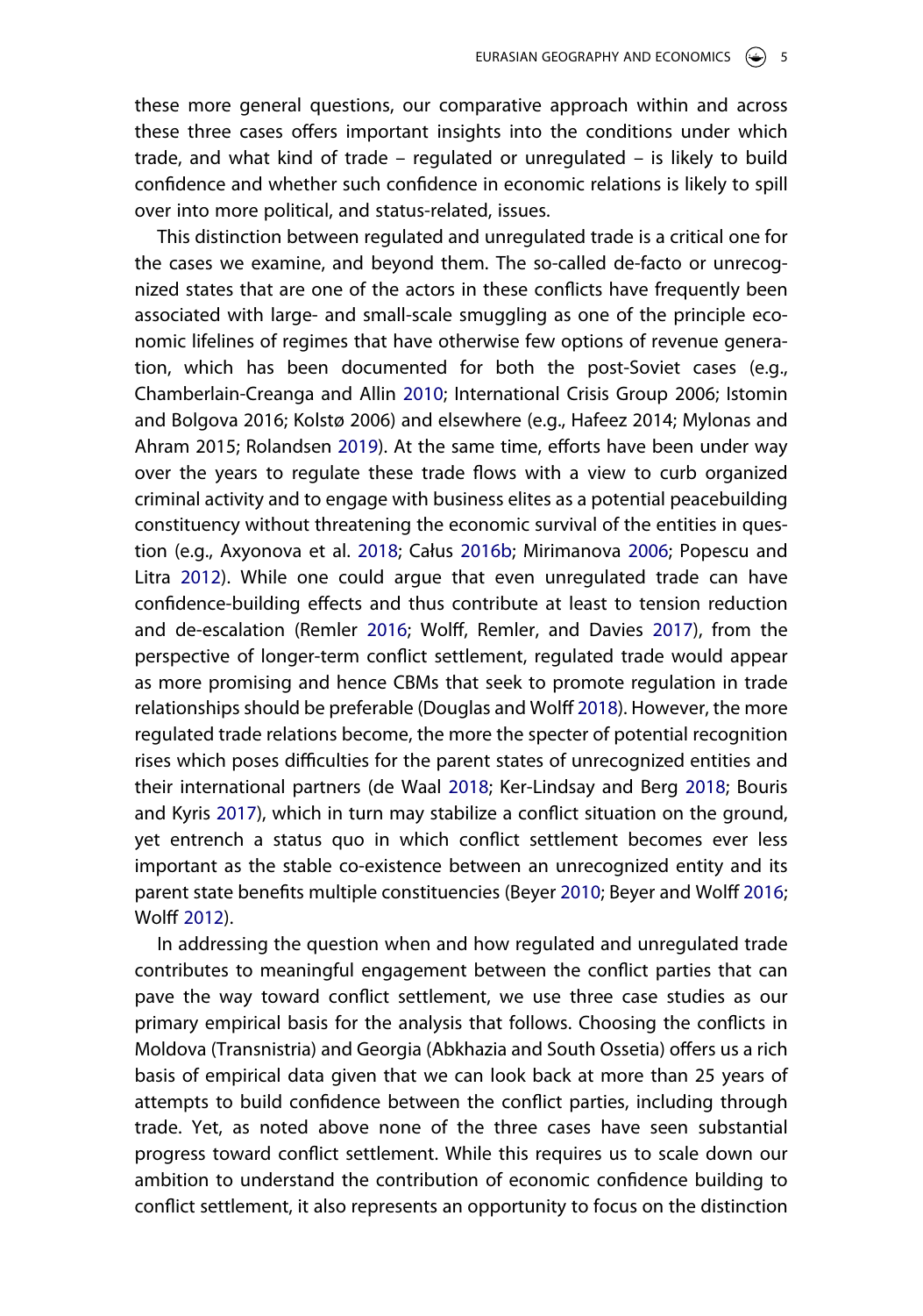these more general questions, our comparative approach within and across these three cases offers important insights into the conditions under which trade, and what kind of trade – regulated or unregulated – is likely to build confidence and whether such confidence in economic relations is likely to spill over into more political, and status-related, issues.

This distinction between regulated and unregulated trade is a critical one for the cases we examine, and beyond them. The so-called de-facto or unrecognized states that are one of the actors in these conflicts have frequently been associated with large- and small-scale smuggling as one of the principle economic lifelines of regimes that have otherwise few options of revenue generation, which has been documented for both the post-Soviet cases (e.g., Chamberlain-Creanga and Allin 2010; International Crisis Group 2006; Istomin and Bolgova 2016; Kolstø 2006) and elsewhere (e.g., Hafeez 2014; Mylonas and Ahram 2015; Rolandsen 2019). At the same time, efforts have been under way over the years to regulate these trade flows with a view to curb organized criminal activity and to engage with business elites as a potential peacebuilding constituency without threatening the economic survival of the entities in question (e.g., Axyonova et al. 2018; Całus 2016b; Mirimanova 2006; Popescu and Litra 2012). While one could argue that even unregulated trade can have confidence-building effects and thus contribute at least to tension reduction and de-escalation (Remler 2016; Wolff, Remler, and Davies 2017), from the perspective of longer-term conflict settlement, regulated trade would appear as more promising and hence CBMs that seek to promote regulation in trade relationships should be preferable (Douglas and Wolff 2018). However, the more regulated trade relations become, the more the specter of potential recognition rises which poses difficulties for the parent states of unrecognized entities and their international partners (de Waal 2018; Ker-Lindsay and Berg 2018; Bouris and Kyris 2017), which in turn may stabilize a conflict situation on the ground, yet entrench a status quo in which conflict settlement becomes ever less important as the stable co-existence between an unrecognized entity and its parent state benefits multiple constituencies (Beyer 2010; Beyer and Wolff 2016; Wolff 2012).

In addressing the question when and how regulated and unregulated trade contributes to meaningful engagement between the conflict parties that can pave the way toward conflict settlement, we use three case studies as our primary empirical basis for the analysis that follows. Choosing the conflicts in Moldova (Transnistria) and Georgia (Abkhazia and South Ossetia) offers us a rich basis of empirical data given that we can look back at more than 25 years of attempts to build confidence between the conflict parties, including through trade. Yet, as noted above none of the three cases have seen substantial progress toward conflict settlement. While this requires us to scale down our ambition to understand the contribution of economic confidence building to conflict settlement, it also represents an opportunity to focus on the distinction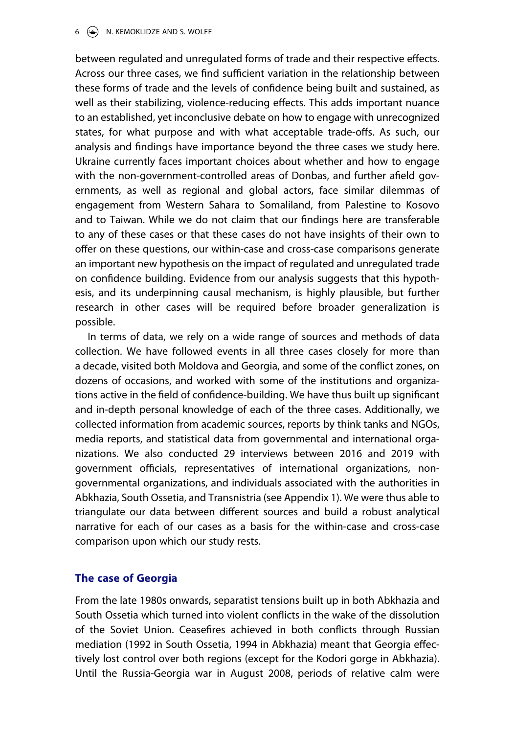between regulated and unregulated forms of trade and their respective effects. Across our three cases, we find sufficient variation in the relationship between these forms of trade and the levels of confidence being built and sustained, as well as their stabilizing, violence-reducing effects. This adds important nuance to an established, yet inconclusive debate on how to engage with unrecognized states, for what purpose and with what acceptable trade-offs. As such, our analysis and findings have importance beyond the three cases we study here. Ukraine currently faces important choices about whether and how to engage with the non-government-controlled areas of Donbas, and further afield governments, as well as regional and global actors, face similar dilemmas of engagement from Western Sahara to Somaliland, from Palestine to Kosovo and to Taiwan. While we do not claim that our findings here are transferable to any of these cases or that these cases do not have insights of their own to offer on these questions, our within-case and cross-case comparisons generate an important new hypothesis on the impact of regulated and unregulated trade on confidence building. Evidence from our analysis suggests that this hypothesis, and its underpinning causal mechanism, is highly plausible, but further research in other cases will be required before broader generalization is possible.

In terms of data, we rely on a wide range of sources and methods of data collection. We have followed events in all three cases closely for more than a decade, visited both Moldova and Georgia, and some of the conflict zones, on dozens of occasions, and worked with some of the institutions and organizations active in the field of confidence-building. We have thus built up significant and in-depth personal knowledge of each of the three cases. Additionally, we collected information from academic sources, reports by think tanks and NGOs, media reports, and statistical data from governmental and international organizations. We also conducted 29 interviews between 2016 and 2019 with government officials, representatives of international organizations, non-governmental organizations, and individuals associated with the authorities in Abkhazia, South Ossetia, and Transnistria (see Appendix 1). We were thus able to triangulate our data between different sources and build a robust analytical narrative for each of our cases as a basis for the within-case and cross-case comparison upon which our study rests.

## The case of Georgia

From the late 1980s onwards, separatist tensions built up in both Abkhazia and South Ossetia which turned into violent conflicts in the wake of the dissolution of the Soviet Union. Ceasefires achieved in both conflicts through Russian mediation (1992 in South Ossetia, 1994 in Abkhazia) meant that Georgia effectively lost control over both regions (except for the Kodori gorge in Abkhazia). Until the Russia-Georgia war in August 2008, periods of relative calm were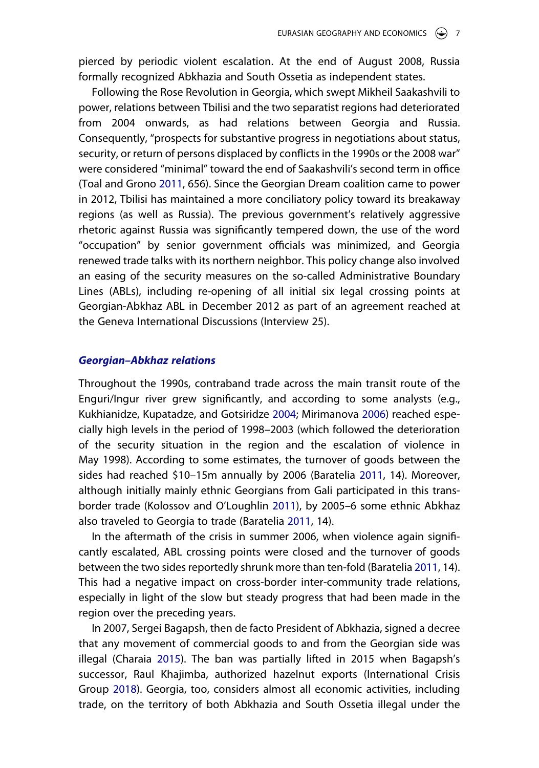pierced by periodic violent escalation. At the end of August 2008, Russia formally recognized Abkhazia and South Ossetia as independent states.

Following the Rose Revolution in Georgia, which swept Mikheil Saakashvili to power, relations between Tbilisi and the two separatist regions had deteriorated from 2004 onwards, as had relations between Georgia and Russia. Consequently, "prospects for substantive progress in negotiations about status, security, or return of persons displaced by conflicts in the 1990s or the 2008 war" were considered "minimal" toward the end of Saakashvili's second term in office (Toal and Grono 2011, 656). Since the Georgian Dream coalition came to power in 2012, Tbilisi has maintained a more conciliatory policy toward its breakaway regions (as well as Russia). The previous government's relatively aggressive rhetoric against Russia was significantly tempered down, the use of the word "occupation" by senior government officials was minimized, and Georgia renewed trade talks with its northern neighbor. This policy change also involved an easing of the security measures on the so-called Administrative Boundary Lines (ABLs), including re-opening of all initial six legal crossing points at Georgian-Abkhaz ABL in December 2012 as part of an agreement reached at the Geneva International Discussions (Interview 25).

### *Georgian–Abkhaz relations*

Throughout the 1990s, contraband trade across the main transit route of the Enguri/Ingur river grew significantly, and according to some analysts (e.g., Kukhianidze, Kupatadze, and Gotsiridze 2004; Mirimanova 2006) reached especially high levels in the period of 1998–2003 (which followed the deterioration of the security situation in the region and the escalation of violence in May 1998). According to some estimates, the turnover of goods between the sides had reached $10–15m annually by 2006 (Baratelia 2011, 14). Moreover, although initially mainly ethnic Georgians from Gali participated in this trans-border trade (Kolossov and O'Loughlin 2011), by 2005–6 some ethnic Abkhaz also traveled to Georgia to trade (Baratelia 2011, 14).

In the aftermath of the crisis in summer 2006, when violence again significantly escalated, ABL crossing points were closed and the turnover of goods between the two sides reportedly shrunk more than ten-fold (Baratelia 2011, 14). This had a negative impact on cross-border inter-community trade relations, especially in light of the slow but steady progress that had been made in the region over the preceding years.

In 2007, Sergei Bagapsh, then de facto President of Abkhazia, signed a decree that any movement of commercial goods to and from the Georgian side was illegal (Charaia 2015). The ban was partially lifted in 2015 when Bagapsh's successor, Raul Khajimba, authorized hazelnut exports (International Crisis Group 2018). Georgia, too, considers almost all economic activities, including trade, on the territory of both Abkhazia and South Ossetia illegal under the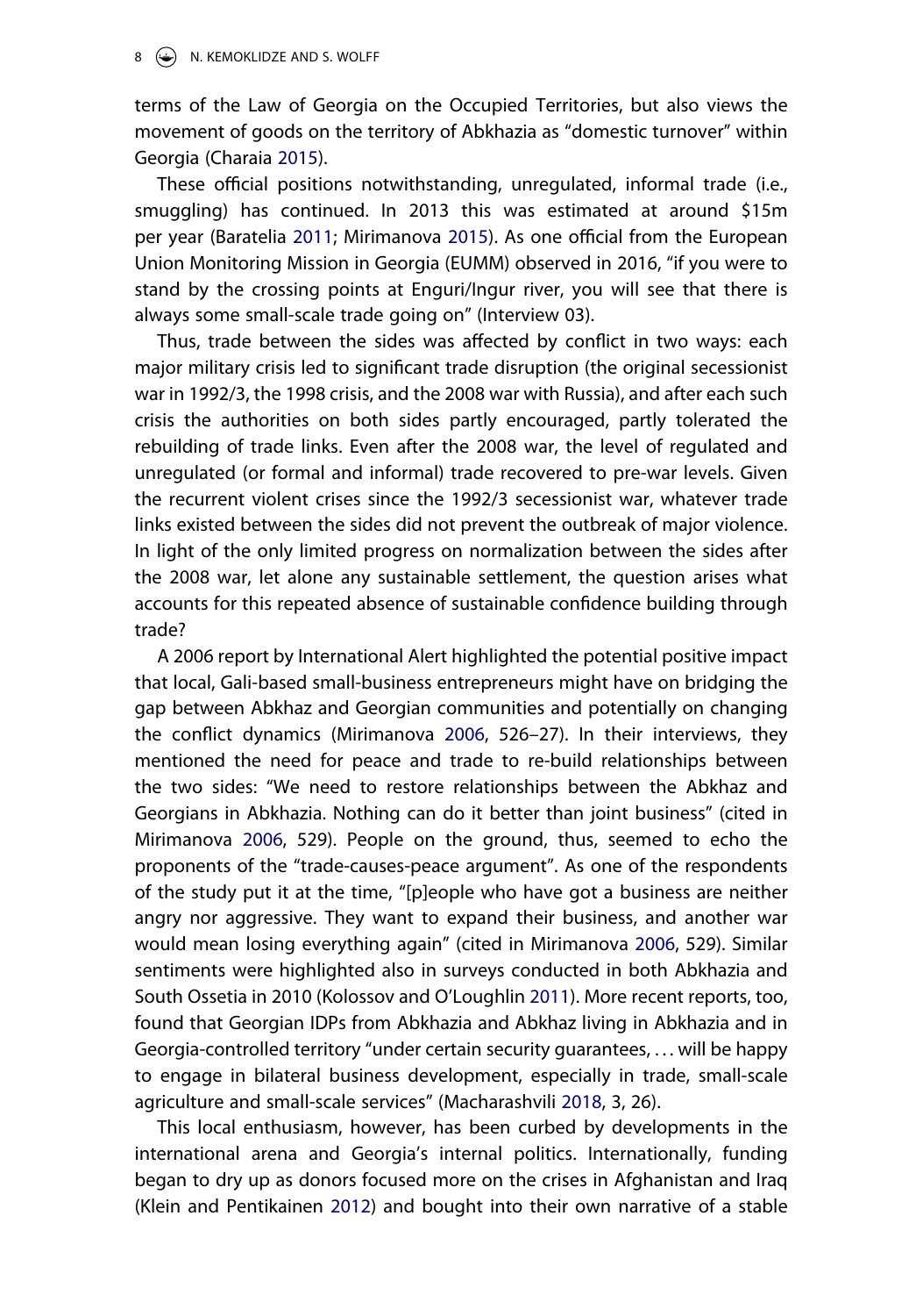terms of the Law of Georgia on the Occupied Territories, but also views the movement of goods on the territory of Abkhazia as "domestic turnover" within Georgia (Charaia 2015).

These official positions notwithstanding, unregulated, informal trade (i.e., smuggling) has continued. In 2013 this was estimated at around $15m per year (Baratelia 2011; Mirimanova 2015). As one official from the European Union Monitoring Mission in Georgia (EUMM) observed in 2016, "if you were to stand by the crossing points at Enguri/Ingur river, you will see that there is always some small-scale trade going on" (Interview 03).

Thus, trade between the sides was affected by conflict in two ways: each major military crisis led to significant trade disruption (the original secessionist war in 1992/3, the 1998 crisis, and the 2008 war with Russia), and after each such crisis the authorities on both sides partly encouraged, partly tolerated the rebuilding of trade links. Even after the 2008 war, the level of regulated and unregulated (or formal and informal) trade recovered to pre-war levels. Given the recurrent violent crises since the 1992/3 secessionist war, whatever trade links existed between the sides did not prevent the outbreak of major violence. In light of the only limited progress on normalization between the sides after the 2008 war, let alone any sustainable settlement, the question arises what accounts for this repeated absence of sustainable confidence building through trade?

A 2006 report by International Alert highlighted the potential positive impact that local, Gali-based small-business entrepreneurs might have on bridging the gap between Abkhaz and Georgian communities and potentially on changing the conflict dynamics (Mirimanova 2006, 526–27). In their interviews, they mentioned the need for peace and trade to re-build relationships between the two sides: "We need to restore relationships between the Abkhaz and Georgians in Abkhazia. Nothing can do it better than joint business" (cited in Mirimanova 2006, 529). People on the ground, thus, seemed to echo the proponents of the "trade-causes-peace argument". As one of the respondents of the study put it at the time, "[p]eople who have got a business are neither angry nor aggressive. They want to expand their business, and another war would mean losing everything again" (cited in Mirimanova 2006, 529). Similar sentiments were highlighted also in surveys conducted in both Abkhazia and South Ossetia in 2010 (Kolossov and O'Loughlin 2011). More recent reports, too, found that Georgian IDPs from Abkhazia and Abkhaz living in Abkhazia and in Georgia-controlled territory "under certain security guarantees, … will be happy to engage in bilateral business development, especially in trade, small-scale agriculture and small-scale services" (Macharashvili 2018, 3, 26).

This local enthusiasm, however, has been curbed by developments in the international arena and Georgia's internal politics. Internationally, funding began to dry up as donors focused more on the crises in Afghanistan and Iraq (Klein and Pentikainen 2012) and bought into their own narrative of a stable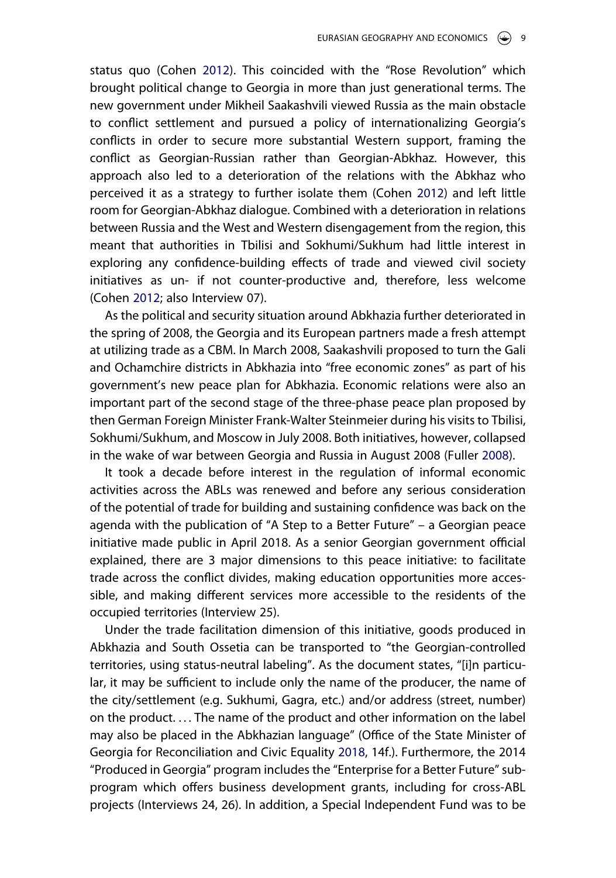status quo (Cohen 2012). This coincided with the "Rose Revolution" which brought political change to Georgia in more than just generational terms. The new government under Mikheil Saakashvili viewed Russia as the main obstacle to conflict settlement and pursued a policy of internationalizing Georgia's conflicts in order to secure more substantial Western support, framing the conflict as Georgian-Russian rather than Georgian-Abkhaz. However, this approach also led to a deterioration of the relations with the Abkhaz who perceived it as a strategy to further isolate them (Cohen 2012) and left little room for Georgian-Abkhaz dialogue. Combined with a deterioration in relations between Russia and the West and Western disengagement from the region, this meant that authorities in Tbilisi and Sokhumi/Sukhum had little interest in exploring any confidence-building effects of trade and viewed civil society initiatives as un- if not counter-productive and, therefore, less welcome (Cohen 2012; also Interview 07).

As the political and security situation around Abkhazia further deteriorated in the spring of 2008, the Georgia and its European partners made a fresh attempt at utilizing trade as a CBM. In March 2008, Saakashvili proposed to turn the Gali and Ochamchire districts in Abkhazia into "free economic zones" as part of his government's new peace plan for Abkhazia. Economic relations were also an important part of the second stage of the three-phase peace plan proposed by then German Foreign Minister Frank-Walter Steinmeier during his visits to Tbilisi, Sokhumi/Sukhum, and Moscow in July 2008. Both initiatives, however, collapsed in the wake of war between Georgia and Russia in August 2008 (Fuller 2008).

It took a decade before interest in the regulation of informal economic activities across the ABLs was renewed and before any serious consideration of the potential of trade for building and sustaining confidence was back on the agenda with the publication of "A Step to a Better Future" – a Georgian peace initiative made public in April 2018. As a senior Georgian government official explained, there are 3 major dimensions to this peace initiative: to facilitate trade across the conflict divides, making education opportunities more accessible, and making different services more accessible to the residents of the occupied territories (Interview 25).

Under the trade facilitation dimension of this initiative, goods produced in Abkhazia and South Ossetia can be transported to "the Georgian-controlled territories, using status-neutral labeling". As the document states, "[i]n particular, it may be sufficient to include only the name of the producer, the name of the city/settlement (e.g. Sukhumi, Gagra, etc.) and/or address (street, number) on the product. … The name of the product and other information on the label may also be placed in the Abkhazian language" (Office of the State Minister of Georgia for Reconciliation and Civic Equality 2018, 14f.). Furthermore, the 2014 "Produced in Georgia" program includes the "Enterprise for a Better Future" sub-program which offers business development grants, including for cross-ABL projects (Interviews 24, 26). In addition, a Special Independent Fund was to be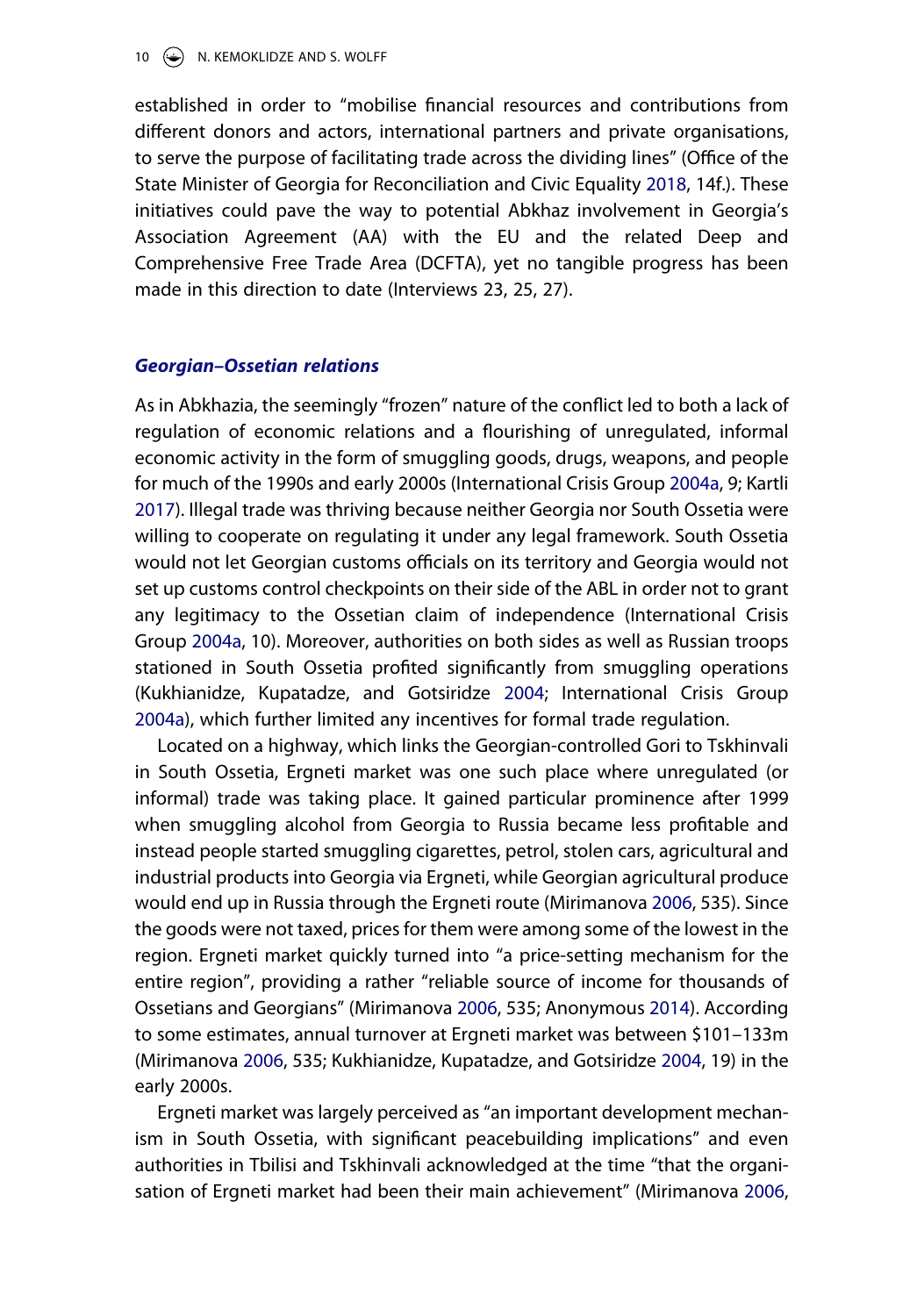established in order to "mobilise financial resources and contributions from different donors and actors, international partners and private organisations, to serve the purpose of facilitating trade across the dividing lines" (Office of the State Minister of Georgia for Reconciliation and Civic Equality 2018, 14f.). These initiatives could pave the way to potential Abkhaz involvement in Georgia's Association Agreement (AA) with the EU and the related Deep and Comprehensive Free Trade Area (DCFTA), yet no tangible progress has been made in this direction to date (Interviews 23, 25, 27).

### *Georgian–Ossetian relations*

As in Abkhazia, the seemingly "frozen" nature of the conflict led to both a lack of regulation of economic relations and a flourishing of unregulated, informal economic activity in the form of smuggling goods, drugs, weapons, and people for much of the 1990s and early 2000s (International Crisis Group 2004a, 9; Kartli 2017). Illegal trade was thriving because neither Georgia nor South Ossetia were willing to cooperate on regulating it under any legal framework. South Ossetia would not let Georgian customs officials on its territory and Georgia would not set up customs control checkpoints on their side of the ABL in order not to grant any legitimacy to the Ossetian claim of independence (International Crisis Group 2004a, 10). Moreover, authorities on both sides as well as Russian troops stationed in South Ossetia profited significantly from smuggling operations (Kukhianidze, Kupatadze, and Gotsiridze 2004; International Crisis Group 2004a), which further limited any incentives for formal trade regulation.

Located on a highway, which links the Georgian-controlled Gori to Tskhinvali in South Ossetia, Ergneti market was one such place where unregulated (or informal) trade was taking place. It gained particular prominence after 1999 when smuggling alcohol from Georgia to Russia became less profitable and instead people started smuggling cigarettes, petrol, stolen cars, agricultural and industrial products into Georgia via Ergneti, while Georgian agricultural produce would end up in Russia through the Ergneti route (Mirimanova 2006, 535). Since the goods were not taxed, prices for them were among some of the lowest in the region. Ergneti market quickly turned into "a price-setting mechanism for the entire region", providing a rather "reliable source of income for thousands of Ossetians and Georgians" (Mirimanova 2006, 535; Anonymous 2014). According to some estimates, annual turnover at Ergneti market was between $101–133m (Mirimanova 2006, 535; Kukhianidze, Kupatadze, and Gotsiridze 2004, 19) in the early 2000s.

Ergneti market was largely perceived as "an important development mechanism in South Ossetia, with significant peacebuilding implications" and even authorities in Tbilisi and Tskhinvali acknowledged at the time "that the organisation of Ergneti market had been their main achievement" (Mirimanova 2006,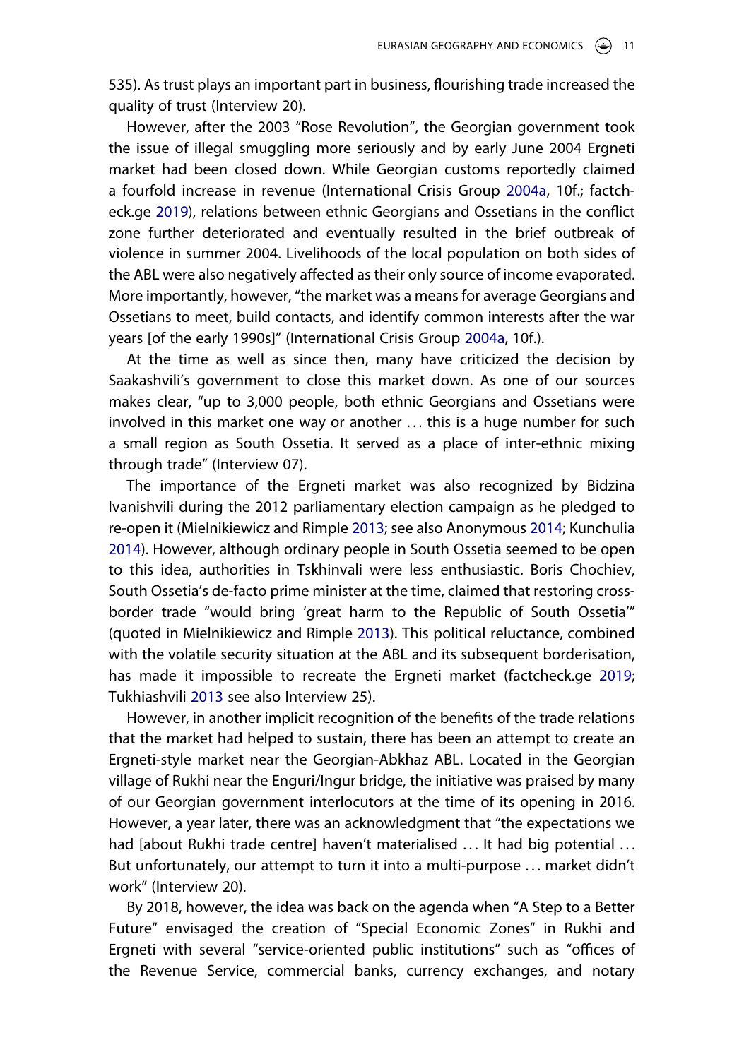535). As trust plays an important part in business, flourishing trade increased the quality of trust (Interview 20).

However, after the 2003 "Rose Revolution", the Georgian government took the issue of illegal smuggling more seriously and by early June 2004 Ergneti market had been closed down. While Georgian customs reportedly claimed a fourfold increase in revenue (International Crisis Group 2004a, 10f.; factcheck.ge 2019), relations between ethnic Georgians and Ossetians in the conflict zone further deteriorated and eventually resulted in the brief outbreak of violence in summer 2004. Livelihoods of the local population on both sides of the ABL were also negatively affected as their only source of income evaporated. More importantly, however, "the market was a means for average Georgians and Ossetians to meet, build contacts, and identify common interests after the war years [of the early 1990s]" (International Crisis Group 2004a, 10f.).

At the time as well as since then, many have criticized the decision by Saakashvili's government to close this market down. As one of our sources makes clear, "up to 3,000 people, both ethnic Georgians and Ossetians were involved in this market one way or another … this is a huge number for such a small region as South Ossetia. It served as a place of inter-ethnic mixing through trade" (Interview 07).

The importance of the Ergneti market was also recognized by Bidzina Ivanishvili during the 2012 parliamentary election campaign as he pledged to re-open it (Mielnikiewicz and Rimple 2013; see also Anonymous 2014; Kunchulia 2014). However, although ordinary people in South Ossetia seemed to be open to this idea, authorities in Tskhinvali were less enthusiastic. Boris Chochiev, South Ossetia's de-facto prime minister at the time, claimed that restoring cross-border trade "would bring 'great harm to the Republic of South Ossetia'" (quoted in Mielnikiewicz and Rimple 2013). This political reluctance, combined with the volatile security situation at the ABL and its subsequent borderisation, has made it impossible to recreate the Ergneti market (factcheck.ge 2019; Tukhiashvili 2013 see also Interview 25).

However, in another implicit recognition of the benefits of the trade relations that the market had helped to sustain, there has been an attempt to create an Ergneti-style market near the Georgian-Abkhaz ABL. Located in the Georgian village of Rukhi near the Enguri/Ingur bridge, the initiative was praised by many of our Georgian government interlocutors at the time of its opening in 2016. However, a year later, there was an acknowledgment that "the expectations we had [about Rukhi trade centre] haven't materialised … It had big potential … But unfortunately, our attempt to turn it into a multi-purpose … market didn't work" (Interview 20).

By 2018, however, the idea was back on the agenda when "A Step to a Better Future" envisaged the creation of "Special Economic Zones" in Rukhi and Ergneti with several "service-oriented public institutions" such as "offices of the Revenue Service, commercial banks, currency exchanges, and notary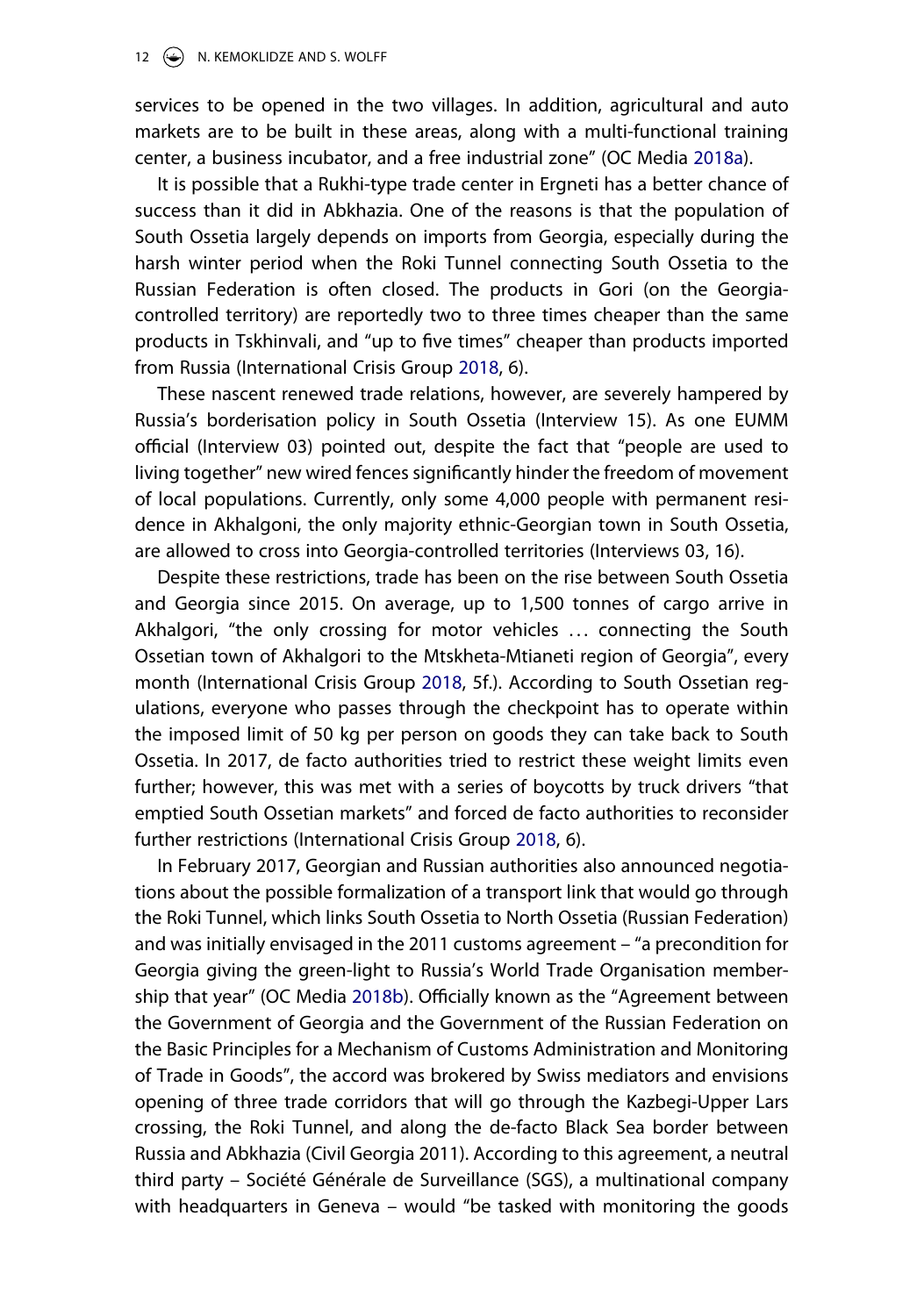services to be opened in the two villages. In addition, agricultural and auto markets are to be built in these areas, along with a multi-functional training center, a business incubator, and a free industrial zone" (OC Media 2018a).

It is possible that a Rukhi-type trade center in Ergneti has a better chance of success than it did in Abkhazia. One of the reasons is that the population of South Ossetia largely depends on imports from Georgia, especially during the harsh winter period when the Roki Tunnel connecting South Ossetia to the Russian Federation is often closed. The products in Gori (on the Georgia-controlled territory) are reportedly two to three times cheaper than the same products in Tskhinvali, and "up to five times" cheaper than products imported from Russia (International Crisis Group 2018, 6).

These nascent renewed trade relations, however, are severely hampered by Russia's borderisation policy in South Ossetia (Interview 15). As one EUMM official (Interview 03) pointed out, despite the fact that "people are used to living together" new wired fences significantly hinder the freedom of movement of local populations. Currently, only some 4,000 people with permanent residence in Akhalgoni, the only majority ethnic-Georgian town in South Ossetia, are allowed to cross into Georgia-controlled territories (Interviews 03, 16).

Despite these restrictions, trade has been on the rise between South Ossetia and Georgia since 2015. On average, up to 1,500 tonnes of cargo arrive in Akhalgori, "the only crossing for motor vehicles … connecting the South Ossetian town of Akhalgori to the Mtskheta-Mtianeti region of Georgia", every month (International Crisis Group 2018, 5f.). According to South Ossetian regulations, everyone who passes through the checkpoint has to operate within the imposed limit of 50 kg per person on goods they can take back to South Ossetia. In 2017, de facto authorities tried to restrict these weight limits even further; however, this was met with a series of boycotts by truck drivers "that emptied South Ossetian markets" and forced de facto authorities to reconsider further restrictions (International Crisis Group 2018, 6).

In February 2017, Georgian and Russian authorities also announced negotiations about the possible formalization of a transport link that would go through the Roki Tunnel, which links South Ossetia to North Ossetia (Russian Federation) and was initially envisaged in the 2011 customs agreement – "a precondition for Georgia giving the green-light to Russia's World Trade Organisation membership that year" (OC Media 2018b). Officially known as the "Agreement between the Government of Georgia and the Government of the Russian Federation on the Basic Principles for a Mechanism of Customs Administration and Monitoring of Trade in Goods", the accord was brokered by Swiss mediators and envisions opening of three trade corridors that will go through the Kazbegi-Upper Lars crossing, the Roki Tunnel, and along the de-facto Black Sea border between Russia and Abkhazia (Civil Georgia 2011). According to this agreement, a neutral third party – Société Générale de Surveillance (SGS), a multinational company with headquarters in Geneva – would "be tasked with monitoring the goods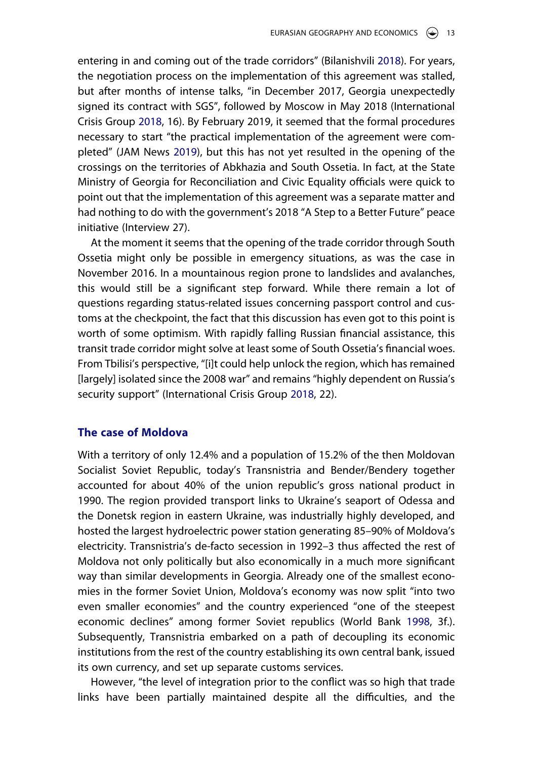entering in and coming out of the trade corridors" (Bilanishvili 2018). For years, the negotiation process on the implementation of this agreement was stalled, but after months of intense talks, "in December 2017, Georgia unexpectedly signed its contract with SGS", followed by Moscow in May 2018 (International Crisis Group 2018, 16). By February 2019, it seemed that the formal procedures necessary to start "the practical implementation of the agreement were completed" (JAM News 2019), but this has not yet resulted in the opening of the crossings on the territories of Abkhazia and South Ossetia. In fact, at the State Ministry of Georgia for Reconciliation and Civic Equality officials were quick to point out that the implementation of this agreement was a separate matter and had nothing to do with the government's 2018 "A Step to a Better Future" peace initiative (Interview 27).

At the moment it seems that the opening of the trade corridor through South Ossetia might only be possible in emergency situations, as was the case in November 2016. In a mountainous region prone to landslides and avalanches, this would still be a significant step forward. While there remain a lot of questions regarding status-related issues concerning passport control and customs at the checkpoint, the fact that this discussion has even got to this point is worth of some optimism. With rapidly falling Russian financial assistance, this transit trade corridor might solve at least some of South Ossetia's financial woes. From Tbilisi's perspective, "[i]t could help unlock the region, which has remained [largely] isolated since the 2008 war" and remains "highly dependent on Russia's security support" (International Crisis Group 2018, 22).

## The case of Moldova

With a territory of only 12.4% and a population of 15.2% of the then Moldovan Socialist Soviet Republic, today's Transnistria and Bender/Bendery together accounted for about 40% of the union republic's gross national product in 1990. The region provided transport links to Ukraine's seaport of Odessa and the Donetsk region in eastern Ukraine, was industrially highly developed, and hosted the largest hydroelectric power station generating 85–90% of Moldova's electricity. Transnistria's de-facto secession in 1992–3 thus affected the rest of Moldova not only politically but also economically in a much more significant way than similar developments in Georgia. Already one of the smallest economies in the former Soviet Union, Moldova's economy was now split "into two even smaller economies" and the country experienced "one of the steepest economic declines" among former Soviet republics (World Bank 1998, 3f.). Subsequently, Transnistria embarked on a path of decoupling its economic institutions from the rest of the country establishing its own central bank, issued its own currency, and set up separate customs services.

However, "the level of integration prior to the conflict was so high that trade links have been partially maintained despite all the difficulties, and the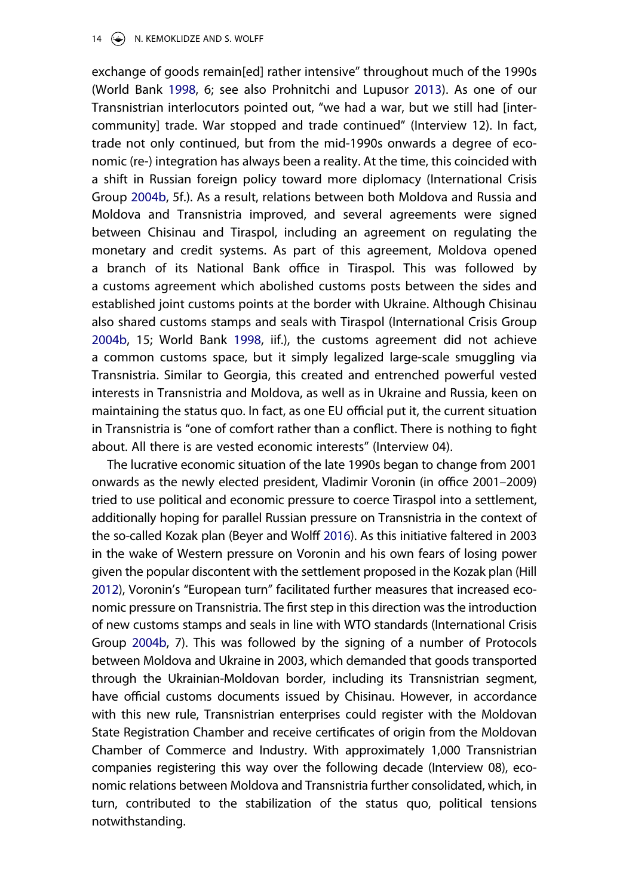exchange of goods remain[ed] rather intensive" throughout much of the 1990s (World Bank 1998, 6; see also Prohnitchi and Lupusor 2013). As one of our Transnistrian interlocutors pointed out, "we had a war, but we still had [inter-community] trade. War stopped and trade continued" (Interview 12). In fact, trade not only continued, but from the mid-1990s onwards a degree of economic (re-) integration has always been a reality. At the time, this coincided with a shift in Russian foreign policy toward more diplomacy (International Crisis Group 2004b, 5f.). As a result, relations between both Moldova and Russia and Moldova and Transnistria improved, and several agreements were signed between Chisinau and Tiraspol, including an agreement on regulating the monetary and credit systems. As part of this agreement, Moldova opened a branch of its National Bank office in Tiraspol. This was followed by a customs agreement which abolished customs posts between the sides and established joint customs points at the border with Ukraine. Although Chisinau also shared customs stamps and seals with Tiraspol (International Crisis Group 2004b, 15; World Bank 1998, iif.), the customs agreement did not achieve a common customs space, but it simply legalized large-scale smuggling via Transnistria. Similar to Georgia, this created and entrenched powerful vested interests in Transnistria and Moldova, as well as in Ukraine and Russia, keen on maintaining the status quo. In fact, as one EU official put it, the current situation in Transnistria is "one of comfort rather than a conflict. There is nothing to fight about. All there is are vested economic interests" (Interview 04).

The lucrative economic situation of the late 1990s began to change from 2001 onwards as the newly elected president, Vladimir Voronin (in office 2001–2009) tried to use political and economic pressure to coerce Tiraspol into a settlement, additionally hoping for parallel Russian pressure on Transnistria in the context of the so-called Kozak plan (Beyer and Wolff 2016). As this initiative faltered in 2003 in the wake of Western pressure on Voronin and his own fears of losing power given the popular discontent with the settlement proposed in the Kozak plan (Hill 2012), Voronin's "European turn" facilitated further measures that increased economic pressure on Transnistria. The first step in this direction was the introduction of new customs stamps and seals in line with WTO standards (International Crisis Group 2004b, 7). This was followed by the signing of a number of Protocols between Moldova and Ukraine in 2003, which demanded that goods transported through the Ukrainian-Moldovan border, including its Transnistrian segment, have official customs documents issued by Chisinau. However, in accordance with this new rule, Transnistrian enterprises could register with the Moldovan State Registration Chamber and receive certificates of origin from the Moldovan Chamber of Commerce and Industry. With approximately 1,000 Transnistrian companies registering this way over the following decade (Interview 08), economic relations between Moldova and Transnistria further consolidated, which, in turn, contributed to the stabilization of the status quo, political tensions notwithstanding.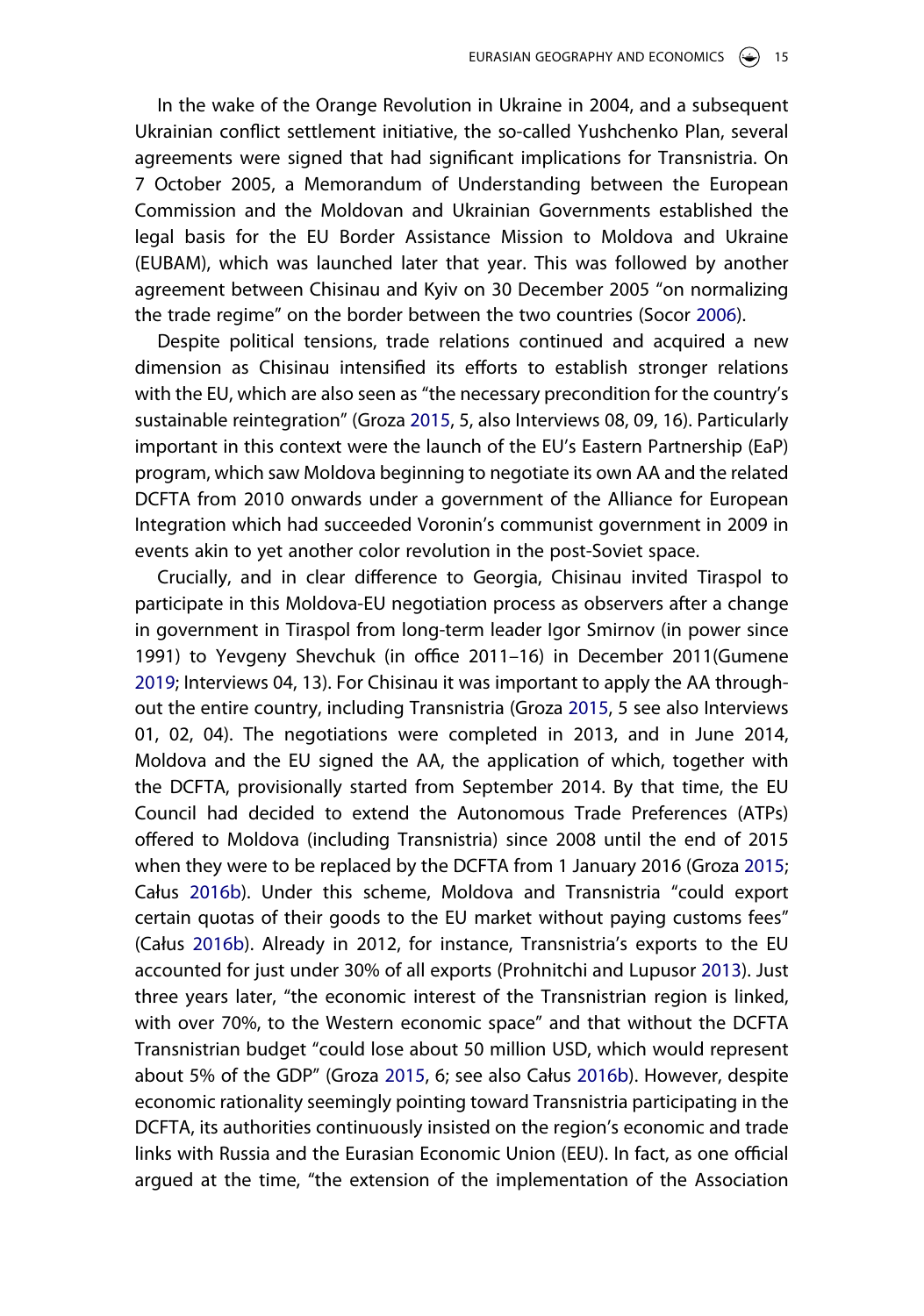In the wake of the Orange Revolution in Ukraine in 2004, and a subsequent Ukrainian conflict settlement initiative, the so-called Yushchenko Plan, several agreements were signed that had significant implications for Transnistria. On 7 October 2005, a Memorandum of Understanding between the European Commission and the Moldovan and Ukrainian Governments established the legal basis for the EU Border Assistance Mission to Moldova and Ukraine (EUBAM), which was launched later that year. This was followed by another agreement between Chisinau and Kyiv on 30 December 2005 "on normalizing the trade regime" on the border between the two countries (Socor 2006).

Despite political tensions, trade relations continued and acquired a new dimension as Chisinau intensified its efforts to establish stronger relations with the EU, which are also seen as "the necessary precondition for the country's sustainable reintegration" (Groza 2015, 5, also Interviews 08, 09, 16). Particularly important in this context were the launch of the EU's Eastern Partnership (EaP) program, which saw Moldova beginning to negotiate its own AA and the related DCFTA from 2010 onwards under a government of the Alliance for European Integration which had succeeded Voronin's communist government in 2009 in events akin to yet another color revolution in the post-Soviet space.

Crucially, and in clear difference to Georgia, Chisinau invited Tiraspol to participate in this Moldova-EU negotiation process as observers after a change in government in Tiraspol from long-term leader Igor Smirnov (in power since 1991) to Yevgeny Shevchuk (in office 2011–16) in December 2011(Gumene 2019; Interviews 04, 13). For Chisinau it was important to apply the AA throughout the entire country, including Transnistria (Groza 2015, 5 see also Interviews 01, 02, 04). The negotiations were completed in 2013, and in June 2014, Moldova and the EU signed the AA, the application of which, together with the DCFTA, provisionally started from September 2014. By that time, the EU Council had decided to extend the Autonomous Trade Preferences (ATPs) offered to Moldova (including Transnistria) since 2008 until the end of 2015 when they were to be replaced by the DCFTA from 1 January 2016 (Groza 2015; Całus 2016b). Under this scheme, Moldova and Transnistria "could export certain quotas of their goods to the EU market without paying customs fees" (Całus 2016b). Already in 2012, for instance, Transnistria's exports to the EU accounted for just under 30% of all exports (Prohnitchi and Lupusor 2013). Just three years later, "the economic interest of the Transnistrian region is linked, with over 70%, to the Western economic space" and that without the DCFTA Transnistrian budget "could lose about 50 million USD, which would represent about 5% of the GDP" (Groza 2015, 6; see also Całus 2016b). However, despite economic rationality seemingly pointing toward Transnistria participating in the DCFTA, its authorities continuously insisted on the region's economic and trade links with Russia and the Eurasian Economic Union (EEU). In fact, as one official argued at the time, "the extension of the implementation of the Association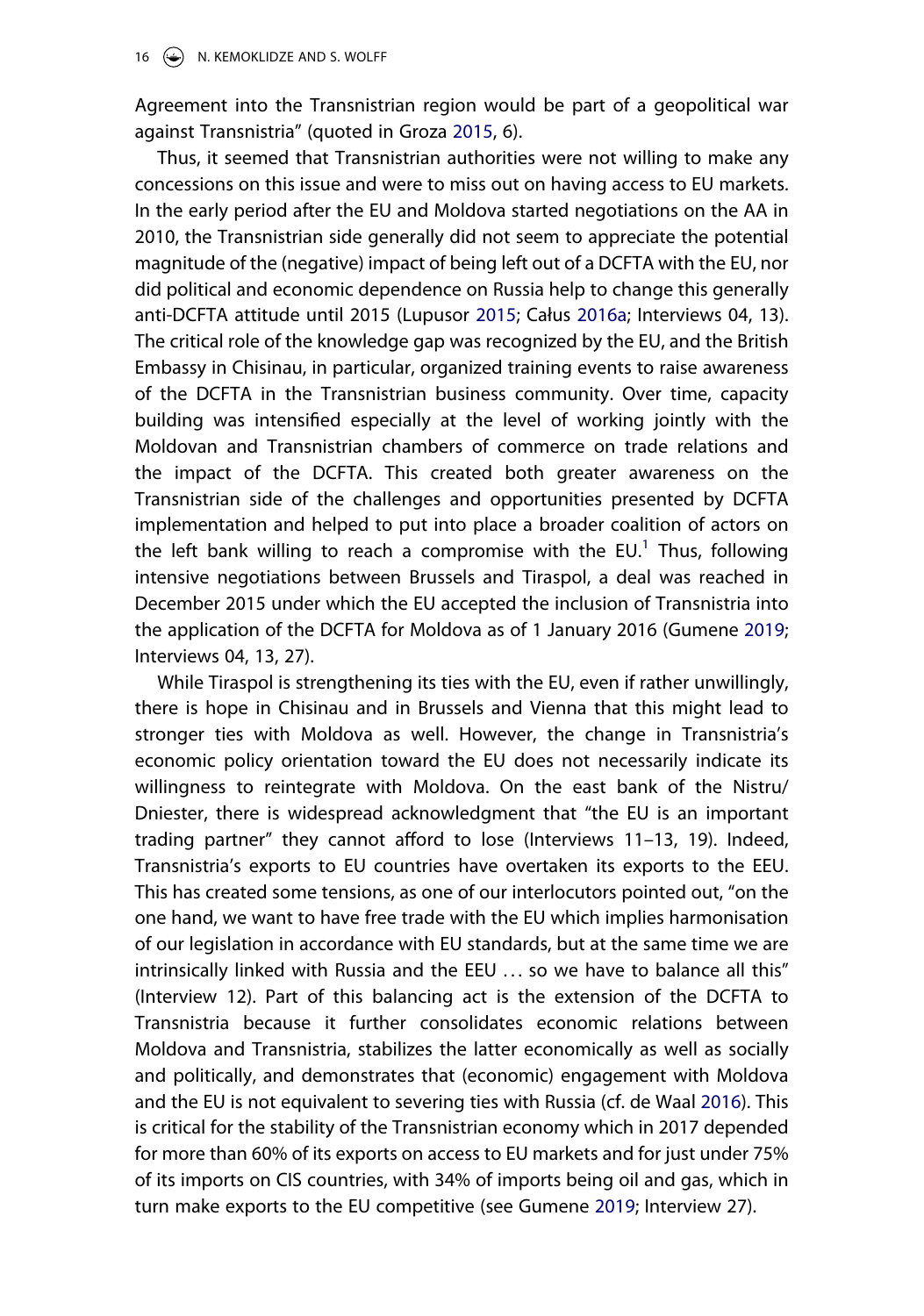Agreement into the Transnistrian region would be part of a geopolitical war against Transnistria" (quoted in Groza 2015, 6).

Thus, it seemed that Transnistrian authorities were not willing to make any concessions on this issue and were to miss out on having access to EU markets. In the early period after the EU and Moldova started negotiations on the AA in 2010, the Transnistrian side generally did not seem to appreciate the potential magnitude of the (negative) impact of being left out of a DCFTA with the EU, nor did political and economic dependence on Russia help to change this generally anti-DCFTA attitude until 2015 (Lupusor 2015; Całus 2016a; Interviews 04, 13). The critical role of the knowledge gap was recognized by the EU, and the British Embassy in Chisinau, in particular, organized training events to raise awareness of the DCFTA in the Transnistrian business community. Over time, capacity building was intensified especially at the level of working jointly with the Moldovan and Transnistrian chambers of commerce on trade relations and the impact of the DCFTA. This created both greater awareness on the Transnistrian side of the challenges and opportunities presented by DCFTA implementation and helped to put into place a broader coalition of actors on the left bank willing to reach a compromise with the EU.[1] Thus, following intensive negotiations between Brussels and Tiraspol, a deal was reached in December 2015 under which the EU accepted the inclusion of Transnistria into the application of the DCFTA for Moldova as of 1 January 2016 (Gumene 2019; Interviews 04, 13, 27).

While Tiraspol is strengthening its ties with the EU, even if rather unwillingly, there is hope in Chisinau and in Brussels and Vienna that this might lead to stronger ties with Moldova as well. However, the change in Transnistria's economic policy orientation toward the EU does not necessarily indicate its willingness to reintegrate with Moldova. On the east bank of the Nistru/Dniester, there is widespread acknowledgment that "the EU is an important trading partner" they cannot afford to lose (Interviews 11–13, 19). Indeed, Transnistria's exports to EU countries have overtaken its exports to the EEU. This has created some tensions, as one of our interlocutors pointed out, "on the one hand, we want to have free trade with the EU which implies harmonisation of our legislation in accordance with EU standards, but at the same time we are intrinsically linked with Russia and the EEU … so we have to balance all this" (Interview 12). Part of this balancing act is the extension of the DCFTA to Transnistria because it further consolidates economic relations between Moldova and Transnistria, stabilizes the latter economically as well as socially and politically, and demonstrates that (economic) engagement with Moldova and the EU is not equivalent to severing ties with Russia (cf. de Waal 2016). This is critical for the stability of the Transnistrian economy which in 2017 depended for more than 60% of its exports on access to EU markets and for just under 75% of its imports on CIS countries, with 34% of imports being oil and gas, which in turn make exports to the EU competitive (see Gumene 2019; Interview 27).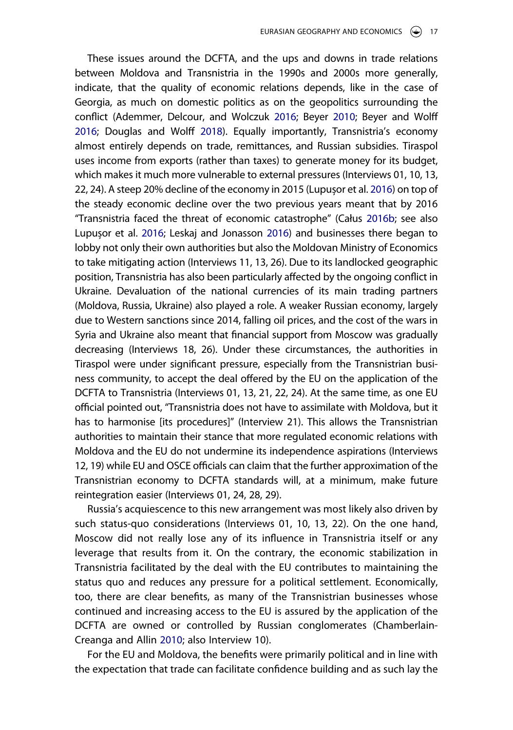These issues around the DCFTA, and the ups and downs in trade relations between Moldova and Transnistria in the 1990s and 2000s more generally, indicate, that the quality of economic relations depends, like in the case of Georgia, as much on domestic politics as on the geopolitics surrounding the conflict (Ademmer, Delcour, and Wolczuk 2016; Beyer 2010; Beyer and Wolff 2016; Douglas and Wolff 2018). Equally importantly, Transnistria's economy almost entirely depends on trade, remittances, and Russian subsidies. Tiraspol uses income from exports (rather than taxes) to generate money for its budget, which makes it much more vulnerable to external pressures (Interviews 01, 10, 13, 22, 24). A steep 20% decline of the economy in 2015 (Lupușor et al. 2016) on top of the steady economic decline over the two previous years meant that by 2016 "Transnistria faced the threat of economic catastrophe" (Całus 2016b; see also Lupușor et al. 2016; Leskaj and Jonasson 2016) and businesses there began to lobby not only their own authorities but also the Moldovan Ministry of Economics to take mitigating action (Interviews 11, 13, 26). Due to its landlocked geographic position, Transnistria has also been particularly affected by the ongoing conflict in Ukraine. Devaluation of the national currencies of its main trading partners (Moldova, Russia, Ukraine) also played a role. A weaker Russian economy, largely due to Western sanctions since 2014, falling oil prices, and the cost of the wars in Syria and Ukraine also meant that financial support from Moscow was gradually decreasing (Interviews 18, 26). Under these circumstances, the authorities in Tiraspol were under significant pressure, especially from the Transnistrian business community, to accept the deal offered by the EU on the application of the DCFTA to Transnistria (Interviews 01, 13, 21, 22, 24). At the same time, as one EU official pointed out, "Transnistria does not have to assimilate with Moldova, but it has to harmonise [its procedures]" (Interview 21). This allows the Transnistrian authorities to maintain their stance that more regulated economic relations with Moldova and the EU do not undermine its independence aspirations (Interviews 12, 19) while EU and OSCE officials can claim that the further approximation of the Transnistrian economy to DCFTA standards will, at a minimum, make future reintegration easier (Interviews 01, 24, 28, 29).

Russia's acquiescence to this new arrangement was most likely also driven by such status-quo considerations (Interviews 01, 10, 13, 22). On the one hand, Moscow did not really lose any of its influence in Transnistria itself or any leverage that results from it. On the contrary, the economic stabilization in Transnistria facilitated by the deal with the EU contributes to maintaining the status quo and reduces any pressure for a political settlement. Economically, too, there are clear benefits, as many of the Transnistrian businesses whose continued and increasing access to the EU is assured by the application of the DCFTA are owned or controlled by Russian conglomerates (Chamberlain-Creanga and Allin 2010; also Interview 10).

For the EU and Moldova, the benefits were primarily political and in line with the expectation that trade can facilitate confidence building and as such lay the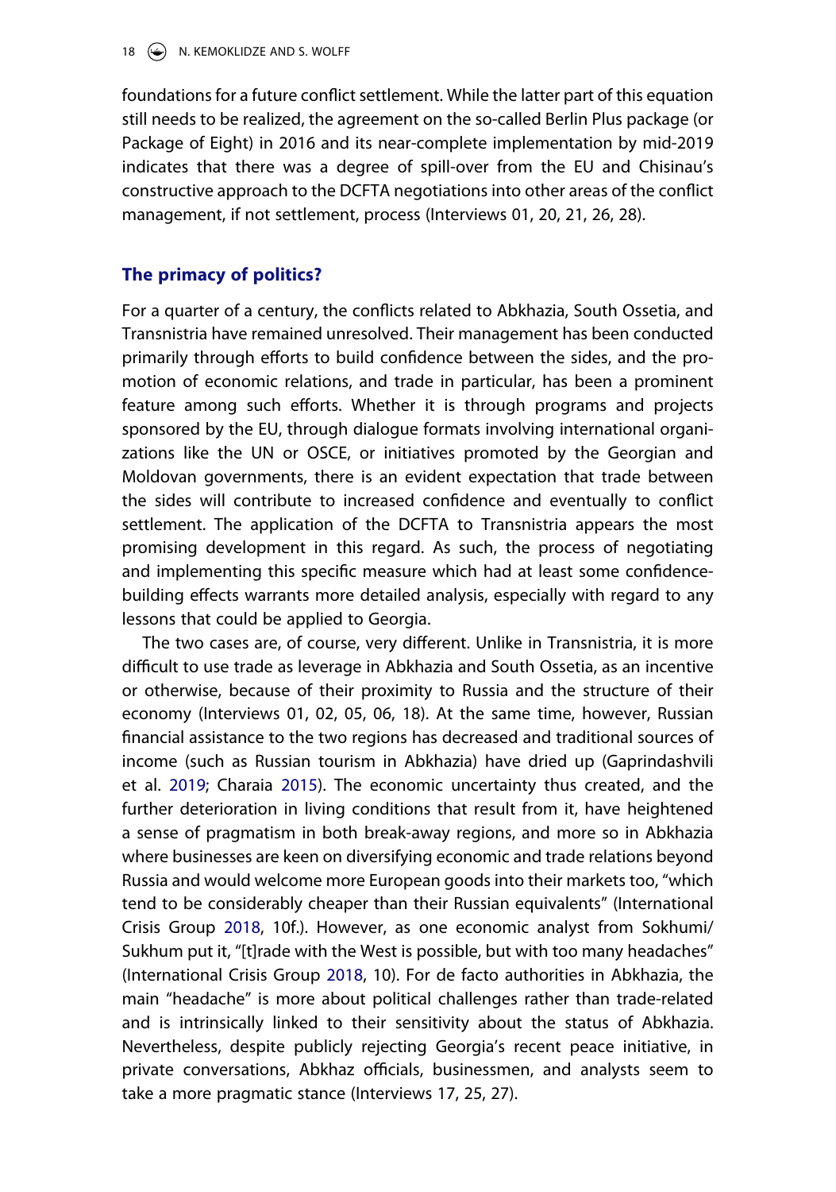foundations for a future conflict settlement. While the latter part of this equation still needs to be realized, the agreement on the so-called Berlin Plus package (or Package of Eight) in 2016 and its near-complete implementation by mid-2019 indicates that there was a degree of spill-over from the EU and Chisinau's constructive approach to the DCFTA negotiations into other areas of the conflict management, if not settlement, process (Interviews 01, 20, 21, 26, 28).

## The primacy of politics?

For a quarter of a century, the conflicts related to Abkhazia, South Ossetia, and Transnistria have remained unresolved. Their management has been conducted primarily through efforts to build confidence between the sides, and the promotion of economic relations, and trade in particular, has been a prominent feature among such efforts. Whether it is through programs and projects sponsored by the EU, through dialogue formats involving international organizations like the UN or OSCE, or initiatives promoted by the Georgian and Moldovan governments, there is an evident expectation that trade between the sides will contribute to increased confidence and eventually to conflict settlement. The application of the DCFTA to Transnistria appears the most promising development in this regard. As such, the process of negotiating and implementing this specific measure which had at least some confidence-building effects warrants more detailed analysis, especially with regard to any lessons that could be applied to Georgia.

The two cases are, of course, very different. Unlike in Transnistria, it is more difficult to use trade as leverage in Abkhazia and South Ossetia, as an incentive or otherwise, because of their proximity to Russia and the structure of their economy (Interviews 01, 02, 05, 06, 18). At the same time, however, Russian financial assistance to the two regions has decreased and traditional sources of income (such as Russian tourism in Abkhazia) have dried up (Gaprindashvili et al. 2019; Charaia 2015). The economic uncertainty thus created, and the further deterioration in living conditions that result from it, have heightened a sense of pragmatism in both break-away regions, and more so in Abkhazia where businesses are keen on diversifying economic and trade relations beyond Russia and would welcome more European goods into their markets too, "which tend to be considerably cheaper than their Russian equivalents" (International Crisis Group 2018, 10f.). However, as one economic analyst from Sokhumi/Sukhum put it, "[t]rade with the West is possible, but with too many headaches" (International Crisis Group 2018, 10). For de facto authorities in Abkhazia, the main "headache" is more about political challenges rather than trade-related and is intrinsically linked to their sensitivity about the status of Abkhazia. Nevertheless, despite publicly rejecting Georgia's recent peace initiative, in private conversations, Abkhaz officials, businessmen, and analysts seem to take a more pragmatic stance (Interviews 17, 25, 27).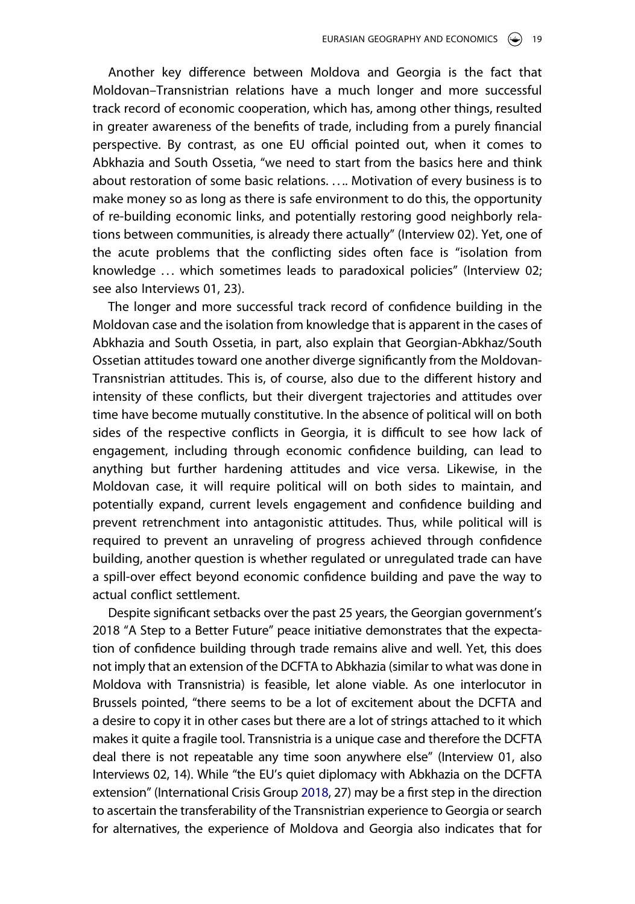Another key difference between Moldova and Georgia is the fact that Moldovan–Transnistrian relations have a much longer and more successful track record of economic cooperation, which has, among other things, resulted in greater awareness of the benefits of trade, including from a purely financial perspective. By contrast, as one EU official pointed out, when it comes to Abkhazia and South Ossetia, "we need to start from the basics here and think about restoration of some basic relations. ….. Motivation of every business is to make money so as long as there is safe environment to do this, the opportunity of re-building economic links, and potentially restoring good neighborly relations between communities, is already there actually" (Interview 02). Yet, one of the acute problems that the conflicting sides often face is "isolation from knowledge … which sometimes leads to paradoxical policies" (Interview 02; see also Interviews 01, 23).

The longer and more successful track record of confidence building in the Moldovan case and the isolation from knowledge that is apparent in the cases of Abkhazia and South Ossetia, in part, also explain that Georgian-Abkhaz/South Ossetian attitudes toward one another diverge significantly from the Moldovan-Transnistrian attitudes. This is, of course, also due to the different history and intensity of these conflicts, but their divergent trajectories and attitudes over time have become mutually constitutive. In the absence of political will on both sides of the respective conflicts in Georgia, it is difficult to see how lack of engagement, including through economic confidence building, can lead to anything but further hardening attitudes and vice versa. Likewise, in the Moldovan case, it will require political will on both sides to maintain, and potentially expand, current levels engagement and confidence building and prevent retrenchment into antagonistic attitudes. Thus, while political will is required to prevent an unraveling of progress achieved through confidence building, another question is whether regulated or unregulated trade can have a spill-over effect beyond economic confidence building and pave the way to actual conflict settlement.

Despite significant setbacks over the past 25 years, the Georgian government's 2018 "A Step to a Better Future" peace initiative demonstrates that the expectation of confidence building through trade remains alive and well. Yet, this does not imply that an extension of the DCFTA to Abkhazia (similar to what was done in Moldova with Transnistria) is feasible, let alone viable. As one interlocutor in Brussels pointed, "there seems to be a lot of excitement about the DCFTA and a desire to copy it in other cases but there are a lot of strings attached to it which makes it quite a fragile tool. Transnistria is a unique case and therefore the DCFTA deal there is not repeatable any time soon anywhere else" (Interview 01, also Interviews 02, 14). While "the EU's quiet diplomacy with Abkhazia on the DCFTA extension" (International Crisis Group 2018, 27) may be a first step in the direction to ascertain the transferability of the Transnistrian experience to Georgia or search for alternatives, the experience of Moldova and Georgia also indicates that for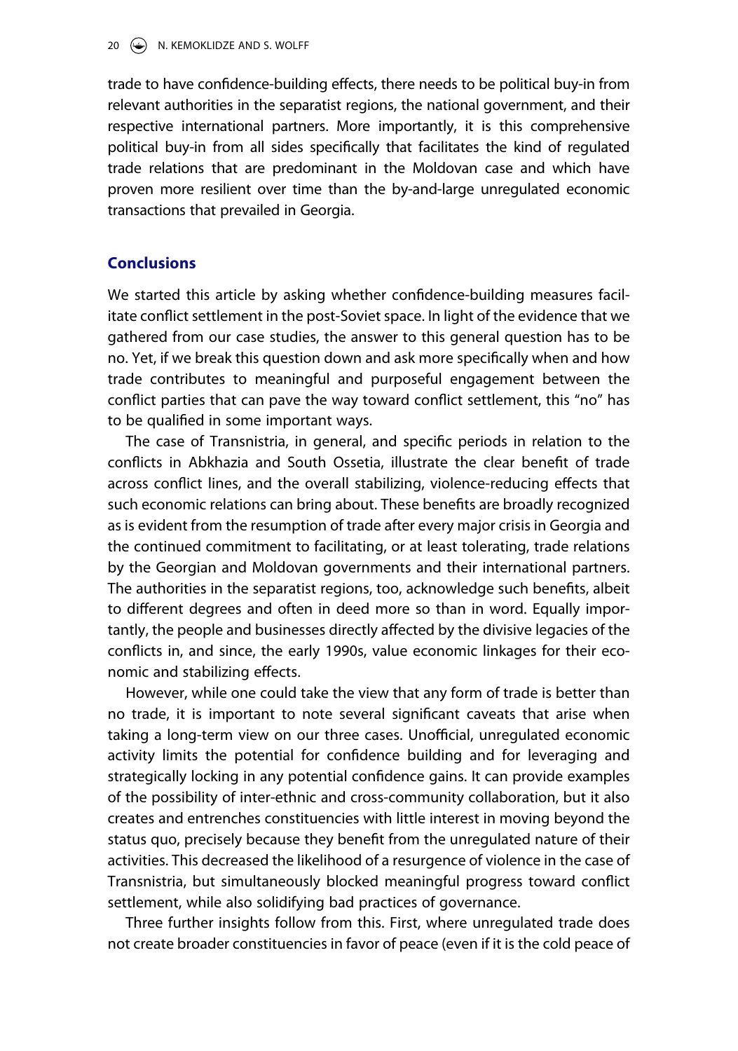trade to have confidence-building effects, there needs to be political buy-in from relevant authorities in the separatist regions, the national government, and their respective international partners. More importantly, it is this comprehensive political buy-in from all sides specifically that facilitates the kind of regulated trade relations that are predominant in the Moldovan case and which have proven more resilient over time than the by-and-large unregulated economic transactions that prevailed in Georgia.

## Conclusions

We started this article by asking whether confidence-building measures facilitate conflict settlement in the post-Soviet space. In light of the evidence that we gathered from our case studies, the answer to this general question has to be no. Yet, if we break this question down and ask more specifically when and how trade contributes to meaningful and purposeful engagement between the conflict parties that can pave the way toward conflict settlement, this "no" has to be qualified in some important ways.

The case of Transnistria, in general, and specific periods in relation to the conflicts in Abkhazia and South Ossetia, illustrate the clear benefit of trade across conflict lines, and the overall stabilizing, violence-reducing effects that such economic relations can bring about. These benefits are broadly recognized as is evident from the resumption of trade after every major crisis in Georgia and the continued commitment to facilitating, or at least tolerating, trade relations by the Georgian and Moldovan governments and their international partners. The authorities in the separatist regions, too, acknowledge such benefits, albeit to different degrees and often in deed more so than in word. Equally importantly, the people and businesses directly affected by the divisive legacies of the conflicts in, and since, the early 1990s, value economic linkages for their economic and stabilizing effects.

However, while one could take the view that any form of trade is better than no trade, it is important to note several significant caveats that arise when taking a long-term view on our three cases. Unofficial, unregulated economic activity limits the potential for confidence building and for leveraging and strategically locking in any potential confidence gains. It can provide examples of the possibility of inter-ethnic and cross-community collaboration, but it also creates and entrenches constituencies with little interest in moving beyond the status quo, precisely because they benefit from the unregulated nature of their activities. This decreased the likelihood of a resurgence of violence in the case of Transnistria, but simultaneously blocked meaningful progress toward conflict settlement, while also solidifying bad practices of governance.

Three further insights follow from this. First, where unregulated trade does not create broader constituencies in favor of peace (even if it is the cold peace of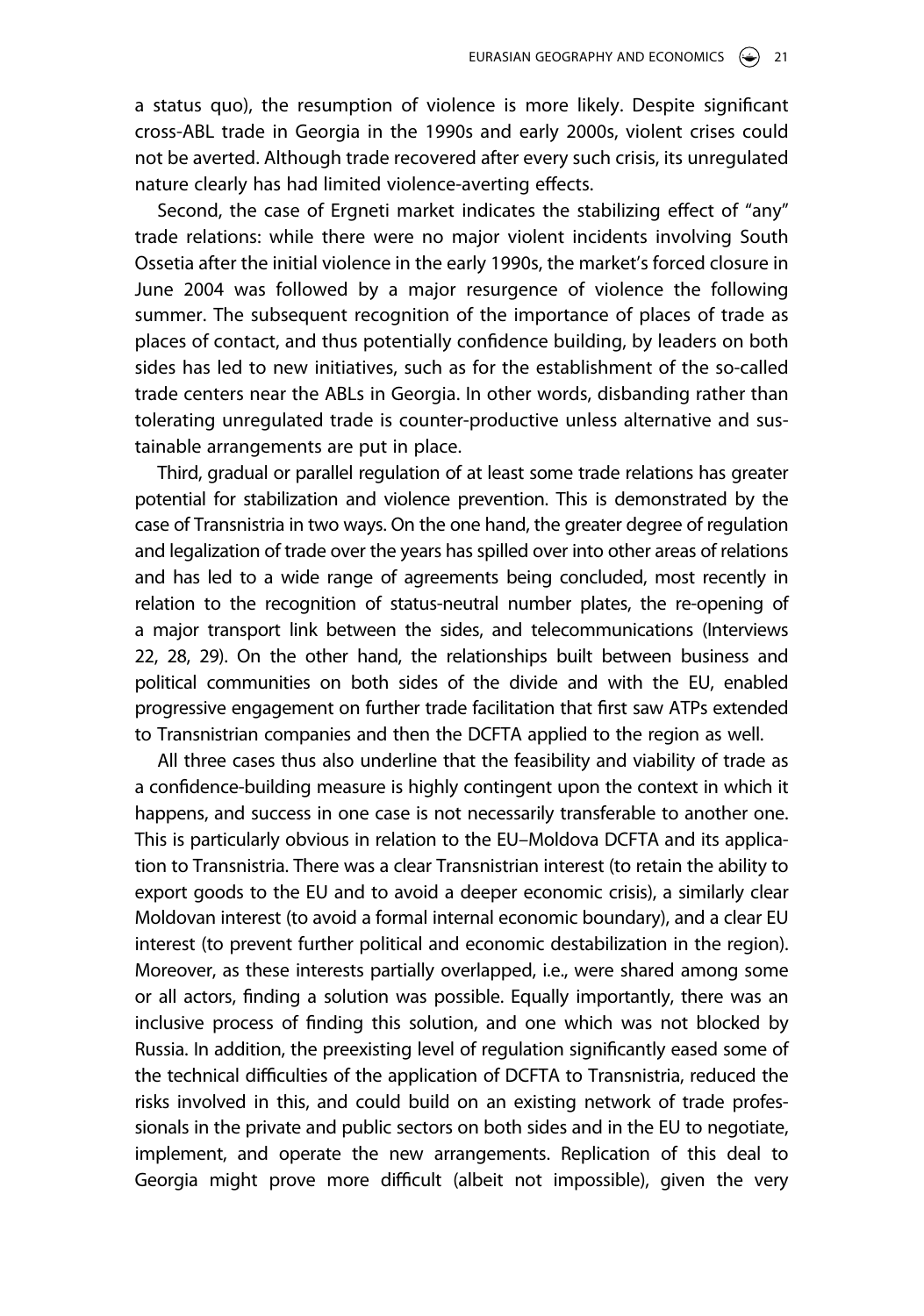a status quo), the resumption of violence is more likely. Despite significant cross-ABL trade in Georgia in the 1990s and early 2000s, violent crises could not be averted. Although trade recovered after every such crisis, its unregulated nature clearly has had limited violence-averting effects.

Second, the case of Ergneti market indicates the stabilizing effect of "any" trade relations: while there were no major violent incidents involving South Ossetia after the initial violence in the early 1990s, the market's forced closure in June 2004 was followed by a major resurgence of violence the following summer. The subsequent recognition of the importance of places of trade as places of contact, and thus potentially confidence building, by leaders on both sides has led to new initiatives, such as for the establishment of the so-called trade centers near the ABLs in Georgia. In other words, disbanding rather than tolerating unregulated trade is counter-productive unless alternative and sustainable arrangements are put in place.

Third, gradual or parallel regulation of at least some trade relations has greater potential for stabilization and violence prevention. This is demonstrated by the case of Transnistria in two ways. On the one hand, the greater degree of regulation and legalization of trade over the years has spilled over into other areas of relations and has led to a wide range of agreements being concluded, most recently in relation to the recognition of status-neutral number plates, the re-opening of a major transport link between the sides, and telecommunications (Interviews 22, 28, 29). On the other hand, the relationships built between business and political communities on both sides of the divide and with the EU, enabled progressive engagement on further trade facilitation that first saw ATPs extended to Transnistrian companies and then the DCFTA applied to the region as well.

All three cases thus also underline that the feasibility and viability of trade as a confidence-building measure is highly contingent upon the context in which it happens, and success in one case is not necessarily transferable to another one. This is particularly obvious in relation to the EU–Moldova DCFTA and its application to Transnistria. There was a clear Transnistrian interest (to retain the ability to export goods to the EU and to avoid a deeper economic crisis), a similarly clear Moldovan interest (to avoid a formal internal economic boundary), and a clear EU interest (to prevent further political and economic destabilization in the region). Moreover, as these interests partially overlapped, i.e., were shared among some or all actors, finding a solution was possible. Equally importantly, there was an inclusive process of finding this solution, and one which was not blocked by Russia. In addition, the preexisting level of regulation significantly eased some of the technical difficulties of the application of DCFTA to Transnistria, reduced the risks involved in this, and could build on an existing network of trade professionals in the private and public sectors on both sides and in the EU to negotiate, implement, and operate the new arrangements. Replication of this deal to Georgia might prove more difficult (albeit not impossible), given the very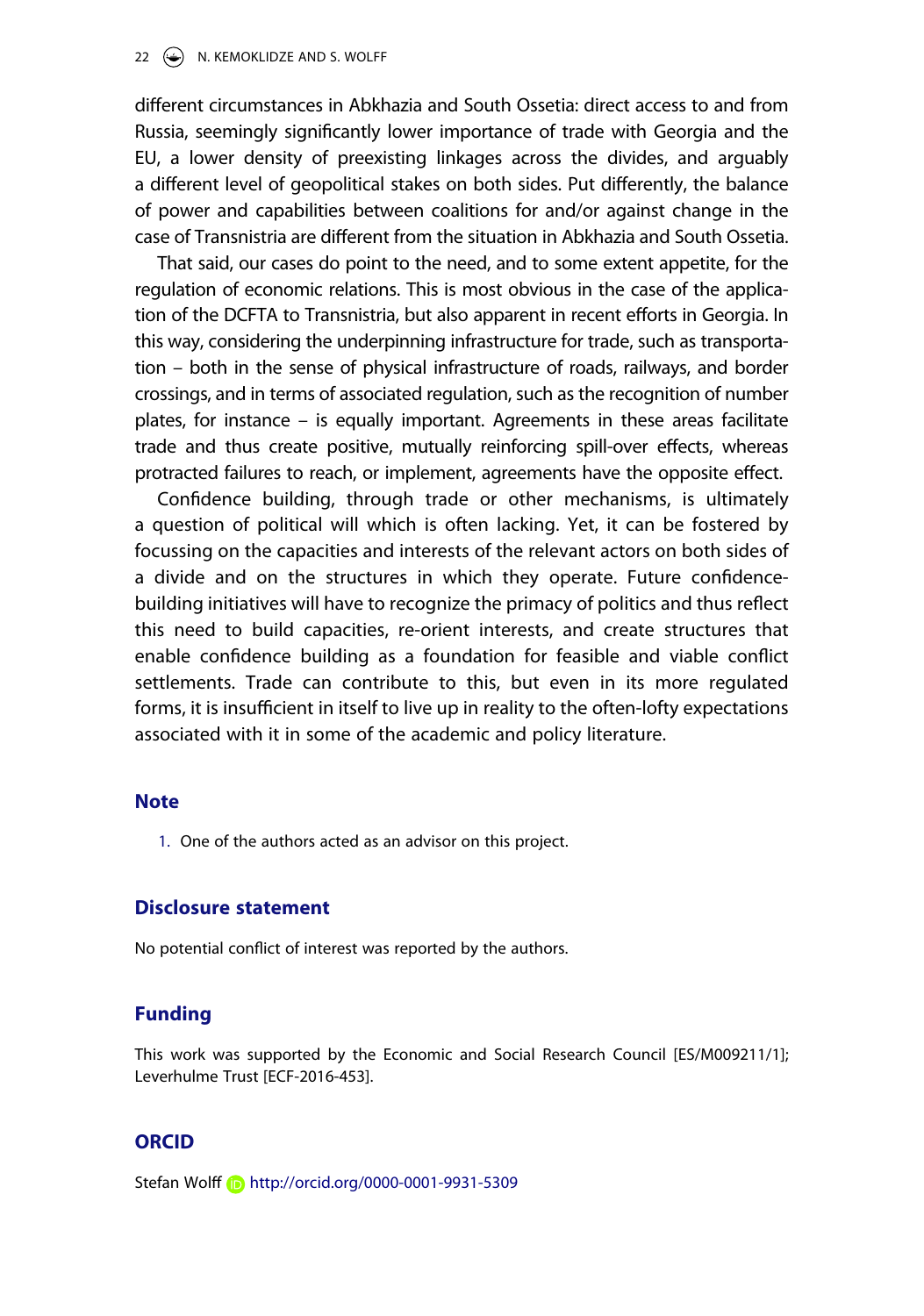different circumstances in Abkhazia and South Ossetia: direct access to and from Russia, seemingly significantly lower importance of trade with Georgia and the EU, a lower density of preexisting linkages across the divides, and arguably a different level of geopolitical stakes on both sides. Put differently, the balance of power and capabilities between coalitions for and/or against change in the case of Transnistria are different from the situation in Abkhazia and South Ossetia.

That said, our cases do point to the need, and to some extent appetite, for the regulation of economic relations. This is most obvious in the case of the application of the DCFTA to Transnistria, but also apparent in recent efforts in Georgia. In this way, considering the underpinning infrastructure for trade, such as transportation – both in the sense of physical infrastructure of roads, railways, and border crossings, and in terms of associated regulation, such as the recognition of number plates, for instance – is equally important. Agreements in these areas facilitate trade and thus create positive, mutually reinforcing spill-over effects, whereas protracted failures to reach, or implement, agreements have the opposite effect.

Confidence building, through trade or other mechanisms, is ultimately a question of political will which is often lacking. Yet, it can be fostered by focussing on the capacities and interests of the relevant actors on both sides of a divide and on the structures in which they operate. Future confidence-building initiatives will have to recognize the primacy of politics and thus reflect this need to build capacities, re-orient interests, and create structures that enable confidence building as a foundation for feasible and viable conflict settlements. Trade can contribute to this, but even in its more regulated forms, it is insufficient in itself to live up in reality to the often-lofty expectations associated with it in some of the academic and policy literature.

## Note

1. One of the authors acted as an advisor on this project.

## Disclosure statement

No potential conflict of interest was reported by the authors.

## Funding

This work was supported by the Economic and Social Research Council [ES/M009211/1]; Leverhulme Trust [ECF-2016-453].

## ORCID

Stefan Wolff http://orcid.org/0000-0001-9931-5309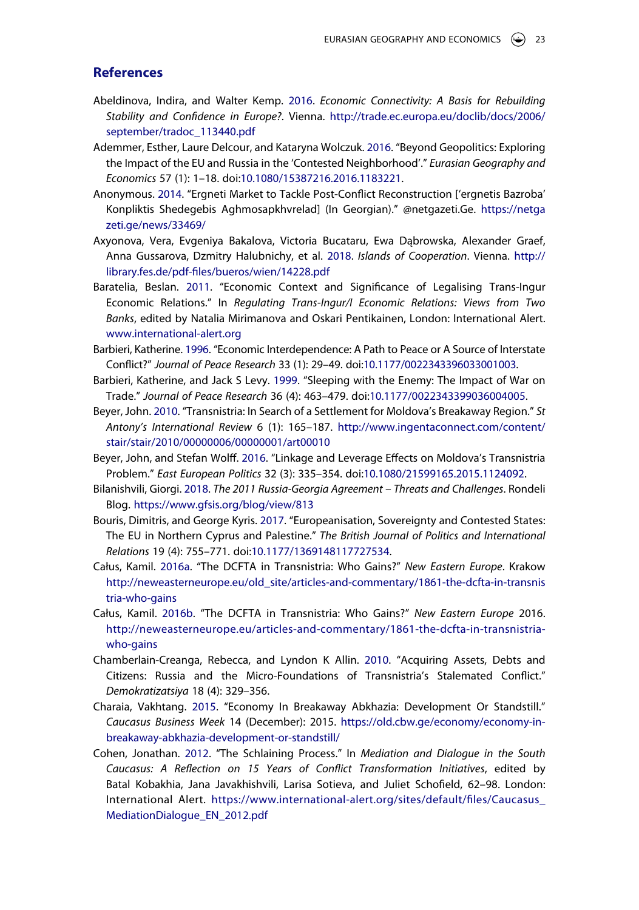## References

Abeldinova, Indira, and Walter Kemp. 2016. *Economic Connectivity: A Basis for Rebuilding Stability and Confidence in Europe?*. Vienna. http://trade.ec.europa.eu/doclib/docs/2006/september/tradoc_113440.pdf

Ademmer, Esther, Laure Delcour, and Kataryna Wolczuk. 2016. "Beyond Geopolitics: Exploring the Impact of the EU and Russia in the 'Contested Neighborhood'." *Eurasian Geography and Economics* 57 (1): 1–18. doi:10.1080/15387216.2016.1183221.

Anonymous. 2014. "Ergneti Market to Tackle Post-Conflict Reconstruction ['ergnetis Bazroba' Konpliktis Shedegebis Aghmosapkhvrelad] (In Georgian)." @netgazeti.Ge. https://netgazeti.ge/news/33469/

Axyonova, Vera, Evgeniya Bakalova, Victoria Bucataru, Ewa Dąbrowska, Alexander Graef, Anna Gussarova, Dzmitry Halubnichy, et al. 2018. *Islands of Cooperation*. Vienna. http://library.fes.de/pdf-files/bueros/wien/14228.pdf

Baratelia, Beslan. 2011. "Economic Context and Significance of Legalising Trans-Ingur Economic Relations." In *Regulating Trans-Ingur/I Economic Relations: Views from Two Banks*, edited by Natalia Mirimanova and Oskari Pentikainen, London: International Alert. www.international-alert.org

Barbieri, Katherine. 1996. "Economic Interdependence: A Path to Peace or A Source of Interstate Conflict?" *Journal of Peace Research* 33 (1): 29–49. doi:10.1177/0022343396033001003.

Barbieri, Katherine, and Jack S Levy. 1999. "Sleeping with the Enemy: The Impact of War on Trade." *Journal of Peace Research* 36 (4): 463–479. doi:10.1177/0022343399036004005.

Beyer, John. 2010. "Transnistria: In Search of a Settlement for Moldova's Breakaway Region." *St Antony's International Review* 6 (1): 165–187. http://www.ingentaconnect.com/content/stair/stair/2010/00000006/00000001/art00010

Beyer, John, and Stefan Wolff. 2016. "Linkage and Leverage Effects on Moldova's Transnistria Problem." *East European Politics* 32 (3): 335–354. doi:10.1080/21599165.2015.1124092.

Bilanishvili, Giorgi. 2018. *The 2011 Russia-Georgia Agreement – Threats and Challenges*. Rondeli Blog. https://www.gfsis.org/blog/view/813

Bouris, Dimitris, and George Kyris. 2017. "Europeanisation, Sovereignty and Contested States: The EU in Northern Cyprus and Palestine." *The British Journal of Politics and International Relations* 19 (4): 755–771. doi:10.1177/1369148117727534.

Całus, Kamil. 2016a. "The DCFTA in Transnistria: Who Gains?" *New Eastern Europe*. Krakow http://neweasterneurope.eu/old_site/articles-and-commentary/1861-the-dcfta-in-transnistria-who-gains

Całus, Kamil. 2016b. "The DCFTA in Transnistria: Who Gains?" *New Eastern Europe* 2016. http://neweasterneurope.eu/articles-and-commentary/1861-the-dcfta-in-transnistria-who-gains

Chamberlain-Creanga, Rebecca, and Lyndon K Allin. 2010. "Acquiring Assets, Debts and Citizens: Russia and the Micro-Foundations of Transnistria's Stalemated Conflict." *Demokratizatsiya* 18 (4): 329–356.

Charaia, Vakhtang. 2015. "Economy In Breakaway Abkhazia: Development Or Standstill." *Caucasus Business Week* 14 (December): 2015. https://old.cbw.ge/economy/economy-in-breakaway-abkhazia-development-or-standstill/

Cohen, Jonathan. 2012. "The Schlaining Process." In *Mediation and Dialogue in the South Caucasus: A Reflection on 15 Years of Conflict Transformation Initiatives*, edited by Batal Kobakhia, Jana Javakhishvili, Larisa Sotieva, and Juliet Schofield, 62–98. London: International Alert. https://www.international-alert.org/sites/default/files/Caucasus_MediationDialogue_EN_2012.pdf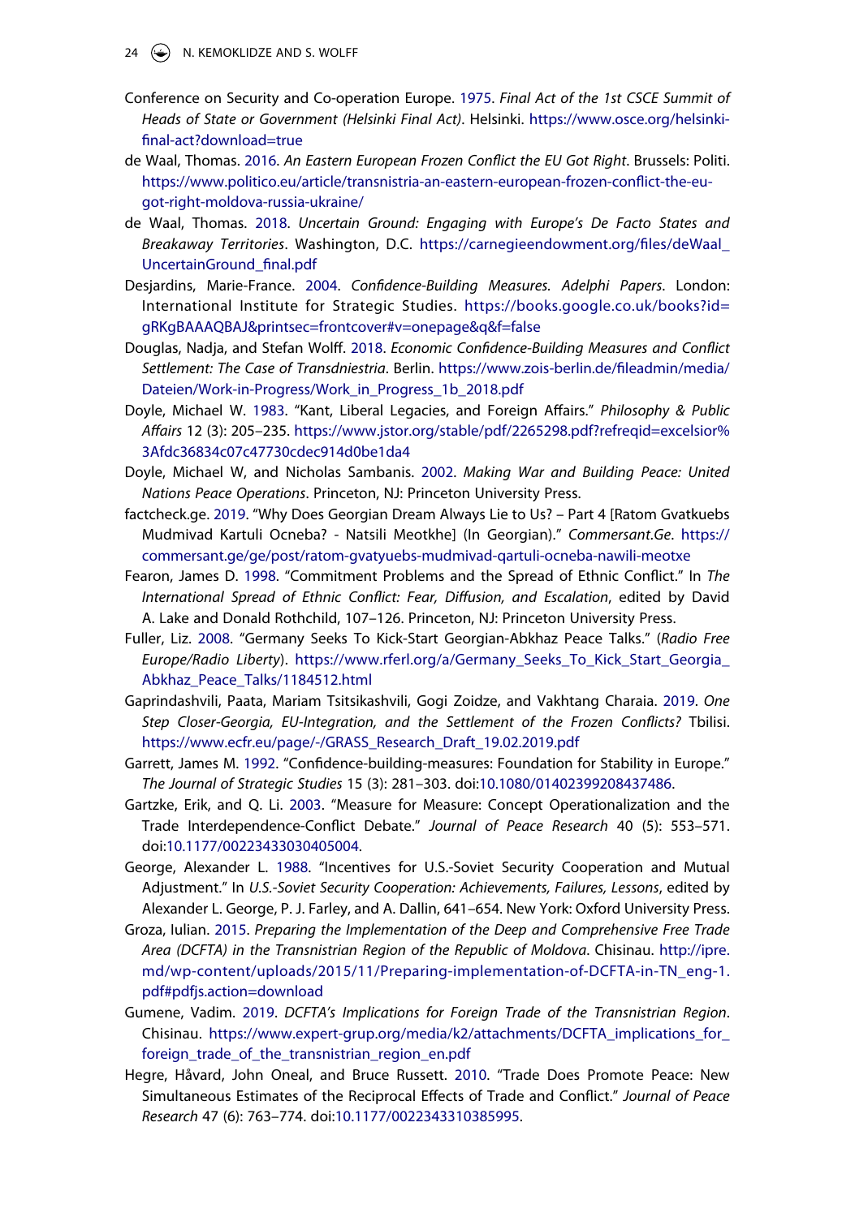Conference on Security and Co-operation Europe. 1975. *Final Act of the 1st CSCE Summit of Heads of State or Government (Helsinki Final Act)*. Helsinki. https://www.osce.org/helsinki-final-act?download=true

de Waal, Thomas. 2016. *An Eastern European Frozen Conflict the EU Got Right*. Brussels: Politi. https://www.politico.eu/article/transnistria-an-eastern-european-frozen-conflict-the-eu-got-right-moldova-russia-ukraine/

de Waal, Thomas. 2018. *Uncertain Ground: Engaging with Europe's De Facto States and Breakaway Territories*. Washington, D.C. https://carnegieendowment.org/files/deWaal_UncertainGround_final.pdf

Desjardins, Marie-France. 2004. *Confidence-Building Measures. Adelphi Papers*. London: International Institute for Strategic Studies. https://books.google.co.uk/books?id=gRKgBAAAQBAJ&printsec=frontcover#v=onepage&q&f=false

Douglas, Nadja, and Stefan Wolff. 2018. *Economic Confidence-Building Measures and Conflict Settlement: The Case of Transdniestria*. Berlin. https://www.zois-berlin.de/fileadmin/media/Dateien/Work-in-Progress/Work_in_Progress_1b_2018.pdf

Doyle, Michael W. 1983. "Kant, Liberal Legacies, and Foreign Affairs." *Philosophy & Public Affairs* 12 (3): 205–235. https://www.jstor.org/stable/pdf/2265298.pdf?refreqid=excelsior%3Afdc36834c07c47730cdec914d0be1da4

Doyle, Michael W, and Nicholas Sambanis. 2002. *Making War and Building Peace: United Nations Peace Operations*. Princeton, NJ: Princeton University Press.

factcheck.ge. 2019. "Why Does Georgian Dream Always Lie to Us? – Part 4 [Ratom Gvatkuebs Mudmivad Kartuli Ocneba? - Natsili Meotkhe] (In Georgian)." *Commersant.Ge*. https://commersant.ge/ge/post/ratom-gvatyuebs-mudmivad-qartuli-ocneba-nawili-meotxe

Fearon, James D. 1998. "Commitment Problems and the Spread of Ethnic Conflict." In *The International Spread of Ethnic Conflict: Fear, Diffusion, and Escalation*, edited by David A. Lake and Donald Rothchild, 107–126. Princeton, NJ: Princeton University Press.

Fuller, Liz. 2008. "Germany Seeks To Kick-Start Georgian-Abkhaz Peace Talks." (*Radio Free Europe/Radio Liberty*). https://www.rferl.org/a/Germany_Seeks_To_Kick_Start_Georgia_Abkhaz_Peace_Talks/1184512.html

Gaprindashvili, Paata, Mariam Tsitsikashvili, Gogi Zoidze, and Vakhtang Charaia. 2019. *One Step Closer-Georgia, EU-Integration, and the Settlement of the Frozen Conflicts?* Tbilisi. https://www.ecfr.eu/page/-/GRASS_Research_Draft_19.02.2019.pdf

Garrett, James M. 1992. "Confidence-building-measures: Foundation for Stability in Europe." *The Journal of Strategic Studies* 15 (3): 281–303. doi:10.1080/01402399208437486.

Gartzke, Erik, and Q. Li. 2003. "Measure for Measure: Concept Operationalization and the Trade Interdependence-Conflict Debate." *Journal of Peace Research* 40 (5): 553–571. doi:10.1177/00223433030405004.

George, Alexander L. 1988. "Incentives for U.S.-Soviet Security Cooperation and Mutual Adjustment." In *U.S.-Soviet Security Cooperation: Achievements, Failures, Lessons*, edited by Alexander L. George, P. J. Farley, and A. Dallin, 641–654. New York: Oxford University Press.

Groza, Iulian. 2015. *Preparing the Implementation of the Deep and Comprehensive Free Trade Area (DCFTA) in the Transnistrian Region of the Republic of Moldova*. Chisinau. http://ipre.md/wp-content/uploads/2015/11/Preparing-implementation-of-DCFTA-in-TN_eng-1.pdf#pdfjs.action=download

Gumene, Vadim. 2019. *DCFTA's Implications for Foreign Trade of the Transnistrian Region*. Chisinau. https://www.expert-grup.org/media/k2/attachments/DCFTA_implications_for_foreign_trade_of_the_transnistrian_region_en.pdf

Hegre, Håvard, John Oneal, and Bruce Russett. 2010. "Trade Does Promote Peace: New Simultaneous Estimates of the Reciprocal Effects of Trade and Conflict." *Journal of Peace Research* 47 (6): 763–774. doi:10.1177/0022343310385995.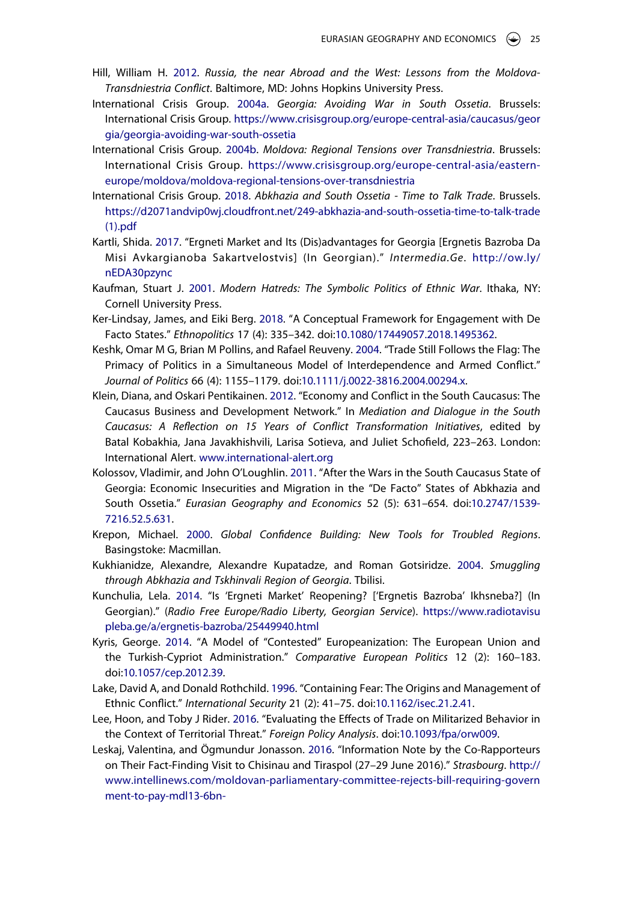Hill, William H. 2012. *Russia, the near Abroad and the West: Lessons from the Moldova-Transdniestria Conflict*. Baltimore, MD: Johns Hopkins University Press.

International Crisis Group. 2004a. *Georgia: Avoiding War in South Ossetia*. Brussels: International Crisis Group. https://www.crisisgroup.org/europe-central-asia/caucasus/georgia/georgia-avoiding-war-south-ossetia

International Crisis Group. 2004b. *Moldova: Regional Tensions over Transdniestria*. Brussels: International Crisis Group. https://www.crisisgroup.org/europe-central-asia/eastern-europe/moldova/moldova-regional-tensions-over-transdniestria

International Crisis Group. 2018. *Abkhazia and South Ossetia - Time to Talk Trade*. Brussels. https://d2071andvip0wj.cloudfront.net/249-abkhazia-and-south-ossetia-time-to-talk-trade(1).pdf

Kartli, Shida. 2017. "Ergneti Market and Its (Dis)advantages for Georgia [Ergnetis Bazroba Da Misi Avkargianoba Sakartvelostvis] (In Georgian)." *Intermedia.Ge*. http://ow.ly/nEDA30pzync

Kaufman, Stuart J. 2001. *Modern Hatreds: The Symbolic Politics of Ethnic War*. Ithaka, NY: Cornell University Press.

Ker-Lindsay, James, and Eiki Berg. 2018. "A Conceptual Framework for Engagement with De Facto States." *Ethnopolitics* 17 (4): 335–342. doi:10.1080/17449057.2018.1495362.

Keshk, Omar M G, Brian M Pollins, and Rafael Reuveny. 2004. "Trade Still Follows the Flag: The Primacy of Politics in a Simultaneous Model of Interdependence and Armed Conflict." *Journal of Politics* 66 (4): 1155–1179. doi:10.1111/j.0022-3816.2004.00294.x.

Klein, Diana, and Oskari Pentikainen. 2012. "Economy and Conflict in the South Caucasus: The Caucasus Business and Development Network." In *Mediation and Dialogue in the South Caucasus: A Reflection on 15 Years of Conflict Transformation Initiatives*, edited by Batal Kobakhia, Jana Javakhishvili, Larisa Sotieva, and Juliet Schofield, 223–263. London: International Alert. www.international-alert.org

Kolossov, Vladimir, and John O'Loughlin. 2011. "After the Wars in the South Caucasus State of Georgia: Economic Insecurities and Migration in the "De Facto" States of Abkhazia and South Ossetia." *Eurasian Geography and Economics* 52 (5): 631–654. doi:10.2747/1539-7216.52.5.631.

Krepon, Michael. 2000. *Global Confidence Building: New Tools for Troubled Regions*. Basingstoke: Macmillan.

Kukhianidze, Alexandre, Alexandre Kupatadze, and Roman Gotsiridze. 2004. *Smuggling through Abkhazia and Tskhinvali Region of Georgia*. Tbilisi.

Kunchulia, Lela. 2014. "Is 'Ergneti Market' Reopening? ['Ergnetis Bazroba' Ikhsneba?] (In Georgian)." (*Radio Free Europe/Radio Liberty, Georgian Service*). https://www.radiotavisupleba.ge/a/ergnetis-bazroba/25449940.html

Kyris, George. 2014. "A Model of "Contested" Europeanization: The European Union and the Turkish-Cypriot Administration." *Comparative European Politics* 12 (2): 160–183. doi:10.1057/cep.2012.39.

Lake, David A, and Donald Rothchild. 1996. "Containing Fear: The Origins and Management of Ethnic Conflict." *International Security* 21 (2): 41–75. doi:10.1162/isec.21.2.41.

Lee, Hoon, and Toby J Rider. 2016. "Evaluating the Effects of Trade on Militarized Behavior in the Context of Territorial Threat." *Foreign Policy Analysis*. doi:10.1093/fpa/orw009.

Leskaj, Valentina, and Ögmundur Jonasson. 2016. "Information Note by the Co-Rapporteurs on Their Fact-Finding Visit to Chisinau and Tiraspol (27–29 June 2016)." *Strasbourg*. http://www.intellinews.com/moldovan-parliamentary-committee-rejects-bill-requiring-government-to-pay-mdl13-6bn-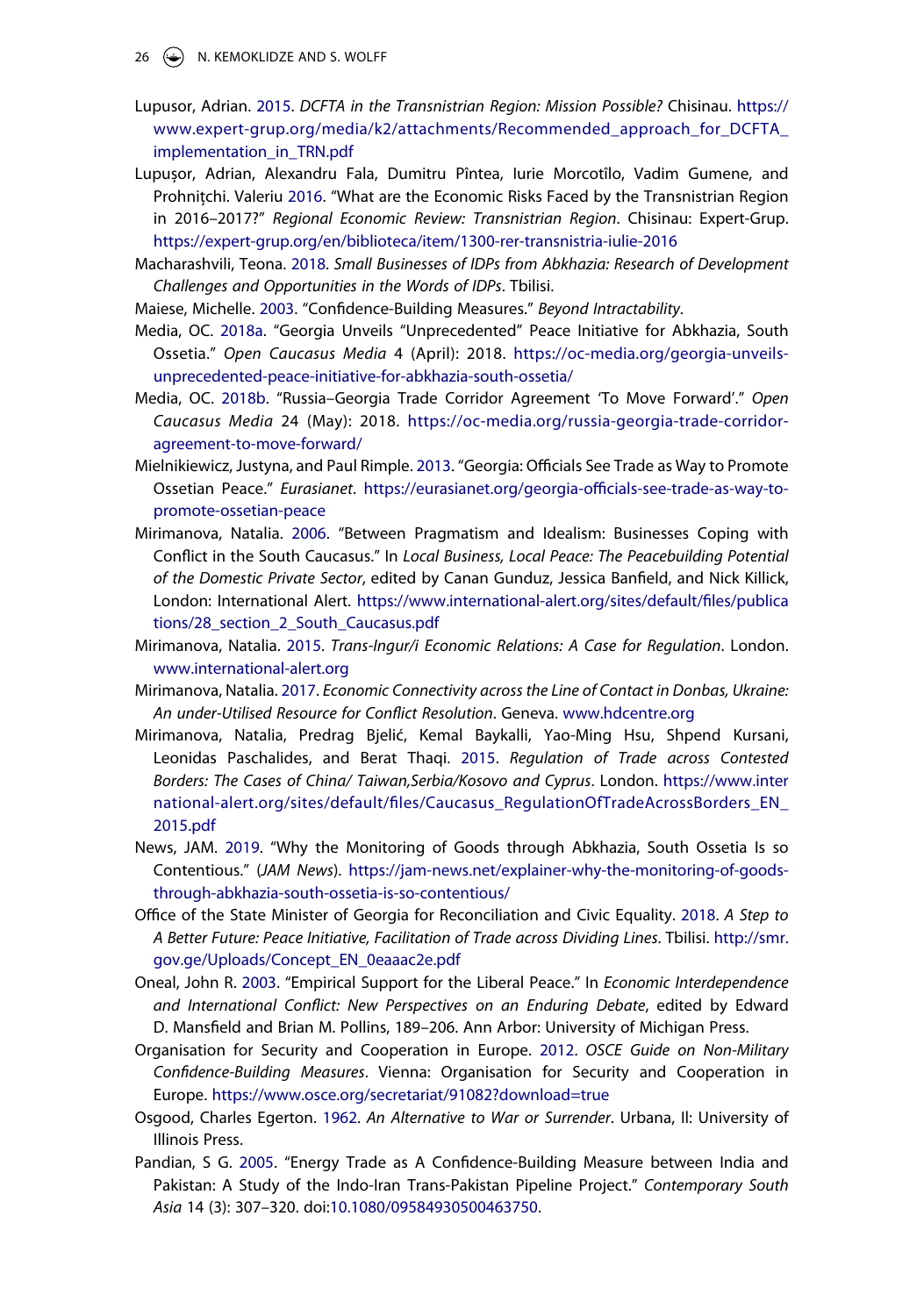Lupusor, Adrian. 2015. *DCFTA in the Transnistrian Region: Mission Possible?* Chisinau. https://www.expert-grup.org/media/k2/attachments/Recommended_approach_for_DCFTA_implementation_in_TRN.pdf

Lupușor, Adrian, Alexandru Fala, Dumitru Pîntea, Iurie Morcotîlo, Vadim Gumene, and Prohnițchi. Valeriu 2016. "What are the Economic Risks Faced by the Transnistrian Region in 2016–2017?" *Regional Economic Review: Transnistrian Region*. Chisinau: Expert-Grup. https://expert-grup.org/en/biblioteca/item/1300-rer-transnistria-iulie-2016

Macharashvili, Teona. 2018. *Small Businesses of IDPs from Abkhazia: Research of Development Challenges and Opportunities in the Words of IDPs*. Tbilisi.

Maiese, Michelle. 2003. "Confidence-Building Measures." *Beyond Intractability*.

Media, OC. 2018a. "Georgia Unveils "Unprecedented" Peace Initiative for Abkhazia, South Ossetia." *Open Caucasus Media* 4 (April): 2018. https://oc-media.org/georgia-unveils-unprecedented-peace-initiative-for-abkhazia-south-ossetia/

Media, OC. 2018b. "Russia–Georgia Trade Corridor Agreement 'To Move Forward'." *Open Caucasus Media* 24 (May): 2018. https://oc-media.org/russia-georgia-trade-corridor-agreement-to-move-forward/

Mielnikiewicz, Justyna, and Paul Rimple. 2013. "Georgia: Officials See Trade as Way to Promote Ossetian Peace." *Eurasianet*. https://eurasianet.org/georgia-officials-see-trade-as-way-to-promote-ossetian-peace

Mirimanova, Natalia. 2006. "Between Pragmatism and Idealism: Businesses Coping with Conflict in the South Caucasus." In *Local Business, Local Peace: The Peacebuilding Potential of the Domestic Private Sector*, edited by Canan Gunduz, Jessica Banfield, and Nick Killick, London: International Alert. https://www.international-alert.org/sites/default/files/publications/28_section_2_South_Caucasus.pdf

Mirimanova, Natalia. 2015. *Trans-Ingur/i Economic Relations: A Case for Regulation*. London. www.international-alert.org

Mirimanova, Natalia. 2017. *Economic Connectivity across the Line of Contact in Donbas, Ukraine: An under-Utilised Resource for Conflict Resolution*. Geneva. www.hdcentre.org

Mirimanova, Natalia, Predrag Bjelić, Kemal Baykalli, Yao-Ming Hsu, Shpend Kursani, Leonidas Paschalides, and Berat Thaqi. 2015. *Regulation of Trade across Contested Borders: The Cases of China/ Taiwan,Serbia/Kosovo and Cyprus*. London. https://www.international-alert.org/sites/default/files/Caucasus_RegulationOfTradeAcrossBorders_EN_2015.pdf

News, JAM. 2019. "Why the Monitoring of Goods through Abkhazia, South Ossetia Is so Contentious." (*JAM News*). https://jam-news.net/explainer-why-the-monitoring-of-goods-through-abkhazia-south-ossetia-is-so-contentious/

Office of the State Minister of Georgia for Reconciliation and Civic Equality. 2018. *A Step to A Better Future: Peace Initiative, Facilitation of Trade across Dividing Lines*. Tbilisi. http://smr.gov.ge/Uploads/Concept_EN_0eaaac2e.pdf

Oneal, John R. 2003. "Empirical Support for the Liberal Peace." In *Economic Interdependence and International Conflict: New Perspectives on an Enduring Debate*, edited by Edward D. Mansfield and Brian M. Pollins, 189–206. Ann Arbor: University of Michigan Press.

Organisation for Security and Cooperation in Europe. 2012. *OSCE Guide on Non-Military Confidence-Building Measures*. Vienna: Organisation for Security and Cooperation in Europe. https://www.osce.org/secretariat/91082?download=true

Osgood, Charles Egerton. 1962. *An Alternative to War or Surrender*. Urbana, Il: University of Illinois Press.

Pandian, S G. 2005. "Energy Trade as A Confidence-Building Measure between India and Pakistan: A Study of the Indo-Iran Trans-Pakistan Pipeline Project." *Contemporary South Asia* 14 (3): 307–320. doi:10.1080/09584930500463750.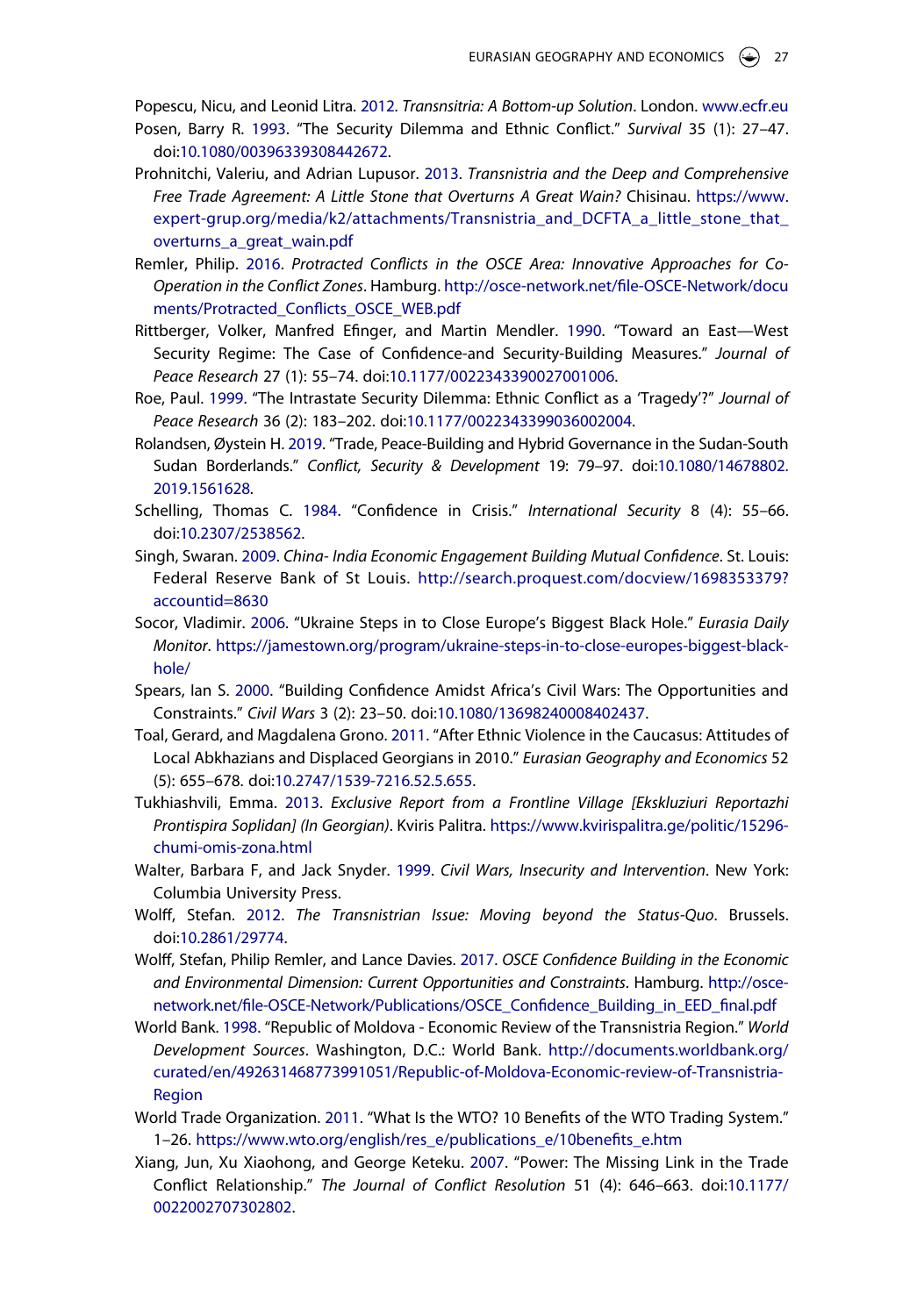Popescu, Nicu, and Leonid Litra. 2012. *Transnsitria: A Bottom-up Solution*. London. www.ecfr.eu

Posen, Barry R. 1993. "The Security Dilemma and Ethnic Conflict." *Survival* 35 (1): 27–47. doi:10.1080/00396339308442672.

Prohnitchi, Valeriu, and Adrian Lupusor. 2013. *Transnistria and the Deep and Comprehensive Free Trade Agreement: A Little Stone that Overturns A Great Wain?* Chisinau. https://www.expert-grup.org/media/k2/attachments/Transnistria_and_DCFTA_a_little_stone_that_overturns_a_great_wain.pdf

Remler, Philip. 2016. *Protracted Conflicts in the OSCE Area: Innovative Approaches for Co-Operation in the Conflict Zones*. Hamburg. http://osce-network.net/file-OSCE-Network/documents/Protracted_Conflicts_OSCE_WEB.pdf

Rittberger, Volker, Manfred Efinger, and Martin Mendler. 1990. "Toward an East—West Security Regime: The Case of Confidence-and Security-Building Measures." *Journal of Peace Research* 27 (1): 55–74. doi:10.1177/0022343390027001006.

Roe, Paul. 1999. "The Intrastate Security Dilemma: Ethnic Conflict as a 'Tragedy'?" *Journal of Peace Research* 36 (2): 183–202. doi:10.1177/0022343399036002004.

Rolandsen, Øystein H. 2019. "Trade, Peace-Building and Hybrid Governance in the Sudan-South Sudan Borderlands." *Conflict, Security & Development* 19: 79–97. doi:10.1080/14678802.2019.1561628.

Schelling, Thomas C. 1984. "Confidence in Crisis." *International Security* 8 (4): 55–66. doi:10.2307/2538562.

Singh, Swaran. 2009. *China- India Economic Engagement Building Mutual Confidence*. St. Louis: Federal Reserve Bank of St Louis. http://search.proquest.com/docview/1698353379?accountid=8630

Socor, Vladimir. 2006. "Ukraine Steps in to Close Europe's Biggest Black Hole." *Eurasia Daily Monitor*. https://jamestown.org/program/ukraine-steps-in-to-close-europes-biggest-black-hole/

Spears, Ian S. 2000. "Building Confidence Amidst Africa's Civil Wars: The Opportunities and Constraints." *Civil Wars* 3 (2): 23–50. doi:10.1080/13698240008402437.

Toal, Gerard, and Magdalena Grono. 2011. "After Ethnic Violence in the Caucasus: Attitudes of Local Abkhazians and Displaced Georgians in 2010." *Eurasian Geography and Economics* 52 (5): 655–678. doi:10.2747/1539-7216.52.5.655.

Tukhiashvili, Emma. 2013. *Exclusive Report from a Frontline Village [Ekskluziuri Reportazhi Prontispira Soplidan] (In Georgian)*. Kviris Palitra. https://www.kvirispalitra.ge/politic/15296-chumi-omis-zona.html

Walter, Barbara F, and Jack Snyder. 1999. *Civil Wars, Insecurity and Intervention*. New York: Columbia University Press.

Wolff, Stefan. 2012. *The Transnistrian Issue: Moving beyond the Status-Quo*. Brussels. doi:10.2861/29774.

Wolff, Stefan, Philip Remler, and Lance Davies. 2017. *OSCE Confidence Building in the Economic and Environmental Dimension: Current Opportunities and Constraints*. Hamburg. http://osce-network.net/file-OSCE-Network/Publications/OSCE_Confidence_Building_in_EED_final.pdf

World Bank. 1998. "Republic of Moldova - Economic Review of the Transnistria Region." *World Development Sources*. Washington, D.C.: World Bank. http://documents.worldbank.org/curated/en/492631468773991051/Republic-of-Moldova-Economic-review-of-Transnistria-Region

World Trade Organization. 2011. "What Is the WTO? 10 Benefits of the WTO Trading System." 1–26. https://www.wto.org/english/res_e/publications_e/10benefits_e.htm

Xiang, Jun, Xu Xiaohong, and George Keteku. 2007. "Power: The Missing Link in the Trade Conflict Relationship." *The Journal of Conflict Resolution* 51 (4): 646–663. doi:10.1177/0022002707302802.